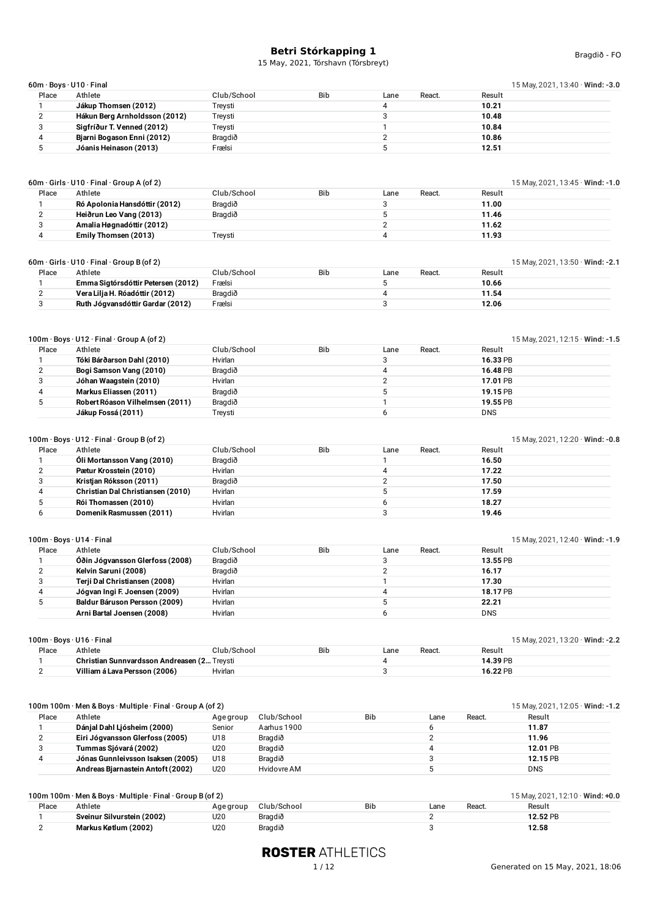# Betri Stórkapping 1

15 May, 2021, Tórshavn (Tórsbreyt)

Bragdið - FO

### 60m · Boys · U10 · Final

15 May, 2021, 13:40 · **Wind: -3.0**

| Place | Athlete | Club/School | Bib | Lane | React. | Result |
|---|---|---|---|---|---|---|
| 1 | **Jákup Thomsen (2012)** | Treysti | | 4 | | **10.21** |
| 2 | **Hákun Berg Arnholdsson (2012)** | Treysti | | 3 | | **10.48** |
| 3 | **Sigfríður T. Venned (2012)** | Treysti | | 1 | | **10.84** |
| 4 | **Bjarni Bogason Enni (2012)** | Bragdið | | 2 | | **10.86** |
| 5 | **Jóanis Heinason (2013)** | Frælsi | | 5 | | **12.51** |

### 60m · Girls · U10 · Final · Group A (of 2)

15 May, 2021, 13:45 · **Wind: -1.0**

| Place | Athlete | Club/School | Bib | Lane | React. | Result |
|---|---|---|---|---|---|---|
| 1 | **Ró Apolonia Hansdóttir (2012)** | Bragdið | | 3 | | **11.00** |
| 2 | **Heiðrun Leo Vang (2013)** | Bragdið | | 5 | | **11.46** |
| 3 | **Amalia Høgnadóttir (2012)** | | | 2 | | **11.62** |
| 4 | **Emily Thomsen (2013)** | Treysti | | 4 | | **11.93** |

### 60m · Girls · U10 · Final · Group B (of 2)

15 May, 2021, 13:50 · **Wind: -2.1**

| Place | Athlete | Club/School | Bib | Lane | React. | Result |
|---|---|---|---|---|---|---|
| 1 | **Emma Sigtórsdóttir Petersen (2012)** | Frælsi | | 5 | | **10.66** |
| 2 | **Vera Lilja H. Róadóttir (2012)** | Bragdið | | 4 | | **11.54** |
| 3 | **Ruth Jógvansdóttir Gardar (2012)** | Frælsi | | 3 | | **12.06** |

### 100m · Boys · U12 · Final · Group A (of 2)

15 May, 2021, 12:15 · **Wind: -1.5**

| Place | Athlete | Club/School | Bib | Lane | React. | Result |
|---|---|---|---|---|---|---|
| 1 | **Tóki Bárðarson Dahl (2010)** | Hvirlan | | 3 | | **16.33** PB |
| 2 | **Bogi Samson Vang (2010)** | Bragdið | | 4 | | **16.48** PB |
| 3 | **Jóhan Waagstein (2010)** | Hvirlan | | 2 | | **17.01** PB |
| 4 | **Markus Eliassen (2011)** | Bragdið | | 5 | | **19.15** PB |
| 5 | **Robert Róason Vilhelmsen (2011)** | Bragdið | | 1 | | **19.55** PB |
| | **Jákup Fossá (2011)** | Treysti | | 6 | | DNS |

### 100m · Boys · U12 · Final · Group B (of 2)

15 May, 2021, 12:20 · **Wind: -0.8**

| Place | Athlete | Club/School | Bib | Lane | React. | Result |
|---|---|---|---|---|---|---|
| 1 | **Óli Mortansson Vang (2010)** | Bragdið | | 1 | | **16.50** |
| 2 | **Pætur Krosstein (2010)** | Hvirlan | | 4 | | **17.22** |
| 3 | **Kristjan Róksson (2011)** | Bragdið | | 2 | | **17.50** |
| 4 | **Christian Dal Christiansen (2010)** | Hvirlan | | 5 | | **17.59** |
| 5 | **Rói Thomassen (2010)** | Hvirlan | | 6 | | **18.27** |
| 6 | **Domenik Rasmussen (2011)** | Hvirlan | | 3 | | **19.46** |

### 100m · Boys · U14 · Final

15 May, 2021, 12:40 · **Wind: -1.9**

| Place | Athlete | Club/School | Bib | Lane | React. | Result |
|---|---|---|---|---|---|---|
| 1 | **Óðin Jógvansson Glerfoss (2008)** | Bragdið | | 3 | | **13.55** PB |
| 2 | **Kelvin Saruni (2008)** | Bragdið | | 2 | | **16.17** |
| 3 | **Terji Dal Christiansen (2008)** | Hvirlan | | 1 | | **17.30** |
| 4 | **Jógvan Ingi F. Joensen (2009)** | Hvirlan | | 4 | | **18.17** PB |
| 5 | **Baldur Báruson Persson (2009)** | Hvirlan | | 5 | | **22.21** |
| | **Arni Bartal Joensen (2008)** | Hvirlan | | 6 | | DNS |

### 100m · Boys · U16 · Final

15 May, 2021, 13:20 · **Wind: -2.2**

| Place | Athlete | Club/School | Bib | Lane | React. | Result |
|---|---|---|---|---|---|---|
| 1 | **Christian Sunnvardsson Andreasen (2...** | Treysti | | 4 | | **14.39** PB |
| 2 | **Villiam á Lava Persson (2006)** | Hvirlan | | 3 | | **16.22** PB |

### 100m 100m · Men & Boys · Multiple · Final · Group A (of 2)

15 May, 2021, 12:05 · **Wind: -1.2**

| Place | Athlete | Age group | Club/School | Bib | Lane | React. | Result |
|---|---|---|---|---|---|---|---|
| 1 | **Dánjal Dahl Ljósheim (2000)** | Senior | Aarhus 1900 | | 6 | | **11.87** |
| 2 | **Eiri Jógvansson Glerfoss (2005)** | U18 | Bragdið | | 2 | | **11.96** |
| 3 | **Tummas Sjóvará (2002)** | U20 | Bragdið | | 4 | | **12.01** PB |
| 4 | **Jónas Gunnleivsson Isaksen (2005)** | U18 | Bragdið | | 3 | | **12.15** PB |
| | **Andreas Bjarnastein Antoft (2002)** | U20 | Hvidovre AM | | 5 | | DNS |

### 100m 100m · Men & Boys · Multiple · Final · Group B (of 2)

15 May, 2021, 12:10 · **Wind: +0.0**

| Place | Athlete | Age group | Club/School | Bib | Lane | React. | Result |
|---|---|---|---|---|---|---|---|
| 1 | **Sveinur Silvurstein (2002)** | U20 | Bragdið | | 2 | | **12.52** PB |
| 2 | **Markus Køtlum (2002)** | U20 | Bragdið | | 3 | | **12.58** |

**ROSTER** ATHLETICS

Generated on 15 May, 2021, 18:06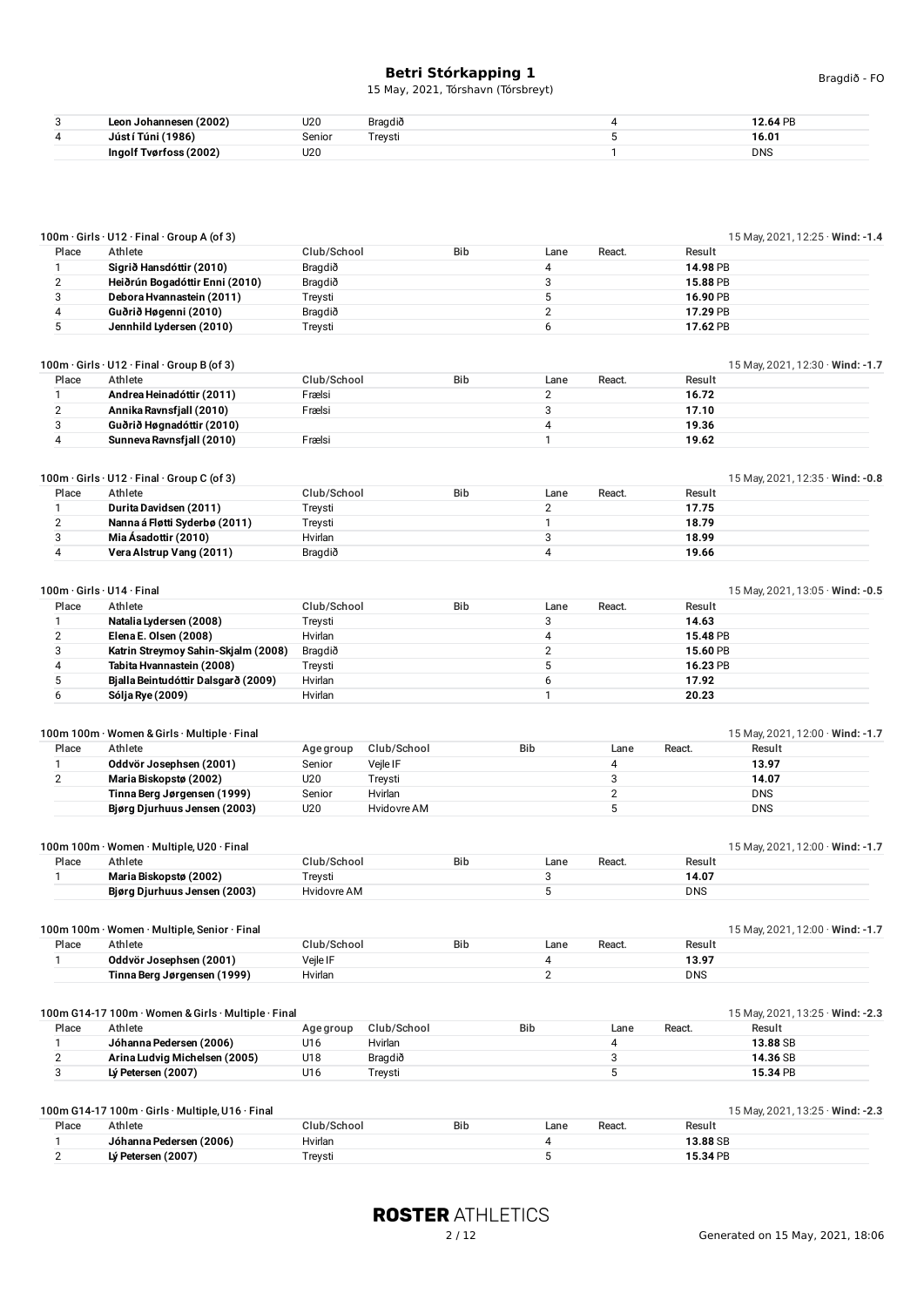| 3 | Leon Johannesen (2002) | U20 | Bragdið | | 4 | | 12.64 PB |
|---|---|---|---|---|---|---|---|
| 4 | Júst í Túni (1986) | Senior | Treysti | | 5 | | 16.01 |
| | Ingolf Tvørfoss (2002) | U20 | | | 1 | | DNS |

### 100m · Girls · U12 · Final · Group A (of 3)

15 May, 2021, 12:25 · **Wind: -1.4**

| Place | Athlete | Club/School | Bib | Lane | React. | Result |
|---|---|---|---|---|---|---|
| 1 | **Sigrið Hansdóttir (2010)** | Bragdið | | 4 | | **14.98** PB |
| 2 | **Heiðrún Bogadóttir Enni (2010)** | Bragdið | | 3 | | **15.88** PB |
| 3 | **Debora Hvannastein (2011)** | Treysti | | 5 | | **16.90** PB |
| 4 | **Guðrið Høgenni (2010)** | Bragdið | | 2 | | **17.29** PB |
| 5 | **Jennhild Lydersen (2010)** | Treysti | | 6 | | **17.62** PB |

### 100m · Girls · U12 · Final · Group B (of 3)

15 May, 2021, 12:30 · **Wind: -1.7**

| Place | Athlete | Club/School | Bib | Lane | React. | Result |
|---|---|---|---|---|---|---|
| 1 | **Andrea Heinadóttir (2011)** | Frælsi | | 2 | | **16.72** |
| 2 | **Annika Ravnsfjall (2010)** | Frælsi | | 3 | | **17.10** |
| 3 | **Guðrið Høgnadóttir (2010)** | | | 4 | | **19.36** |
| 4 | **Sunneva Ravnsfjall (2010)** | Frælsi | | 1 | | **19.62** |

### 100m · Girls · U12 · Final · Group C (of 3)

15 May, 2021, 12:35 · **Wind: -0.8**

| Place | Athlete | Club/School | Bib | Lane | React. | Result |
|---|---|---|---|---|---|---|
| 1 | **Durita Davidsen (2011)** | Treysti | | 2 | | **17.75** |
| 2 | **Nanna á Fløtti Syderbø (2011)** | Treysti | | 1 | | **18.79** |
| 3 | **Mia Ásadottir (2010)** | Hvirlan | | 3 | | **18.99** |
| 4 | **Vera Alstrup Vang (2011)** | Bragdið | | 4 | | **19.66** |

### 100m · Girls · U14 · Final

15 May, 2021, 13:05 · **Wind: -0.5**

| Place | Athlete | Club/School | Bib | Lane | React. | Result |
|---|---|---|---|---|---|---|
| 1 | **Natalia Lydersen (2008)** | Treysti | | 3 | | **14.63** |
| 2 | **Elena E. Olsen (2008)** | Hvirlan | | 4 | | **15.48** PB |
| 3 | **Katrin Streymoy Sahin-Skjalm (2008)** | Bragdið | | 2 | | **15.60** PB |
| 4 | **Tabita Hvannastein (2008)** | Treysti | | 5 | | **16.23** PB |
| 5 | **Bjalla Beintudóttir Dalsgarð (2009)** | Hvirlan | | 6 | | **17.92** |
| 6 | **Sólja Rye (2009)** | Hvirlan | | 1 | | **20.23** |

### 100m 100m · Women & Girls · Multiple · Final

15 May, 2021, 12:00 · **Wind: -1.7**

| Place | Athlete | Age group | Club/School | Bib | Lane | React. | Result |
|---|---|---|---|---|---|---|---|
| 1 | **Oddvör Josephsen (2001)** | Senior | Vejle IF | | 4 | | **13.97** |
| 2 | **Maria Biskopstø (2002)** | U20 | Treysti | | 3 | | **14.07** |
| | **Tinna Berg Jørgensen (1999)** | Senior | Hvirlan | | 2 | | DNS |
| | **Bjørg Djurhuus Jensen (2003)** | U20 | Hvidovre AM | | 5 | | DNS |

### 100m 100m · Women · Multiple, U20 · Final

15 May, 2021, 12:00 · **Wind: -1.7**

| Place | Athlete | Club/School | Bib | Lane | React. | Result |
|---|---|---|---|---|---|---|
| 1 | **Maria Biskopstø (2002)** | Treysti | | 3 | | **14.07** |
| | **Bjørg Djurhuus Jensen (2003)** | Hvidovre AM | | 5 | | DNS |

### 100m 100m · Women · Multiple, Senior · Final

15 May, 2021, 12:00 · **Wind: -1.7**

| Place | Athlete | Club/School | Bib | Lane | React. | Result |
|---|---|---|---|---|---|---|
| 1 | **Oddvör Josephsen (2001)** | Vejle IF | | 4 | | **13.97** |
| | **Tinna Berg Jørgensen (1999)** | Hvirlan | | 2 | | DNS |

### 100m G14-17 100m · Women & Girls · Multiple · Final

15 May, 2021, 13:25 · **Wind: -2.3**

| Place | Athlete | Age group | Club/School | Bib | Lane | React. | Result |
|---|---|---|---|---|---|---|---|
| 1 | **Jóhanna Pedersen (2006)** | U16 | Hvirlan | | 4 | | **13.88** SB |
| 2 | **Arina Ludvig Michelsen (2005)** | U18 | Bragdið | | 3 | | **14.36** SB |
| 3 | **Lý Petersen (2007)** | U16 | Treysti | | 5 | | **15.34** PB |

### 100m G14-17 100m · Girls · Multiple, U16 · Final

15 May, 2021, 13:25 · **Wind: -2.3**

| Place | Athlete | Club/School | Bib | Lane | React. | Result |
|---|---|---|---|---|---|---|
| 1 | **Jóhanna Pedersen (2006)** | Hvirlan | | 4 | | **13.88** SB |
| 2 | **Lý Petersen (2007)** | Treysti | | 5 | | **15.34** PB |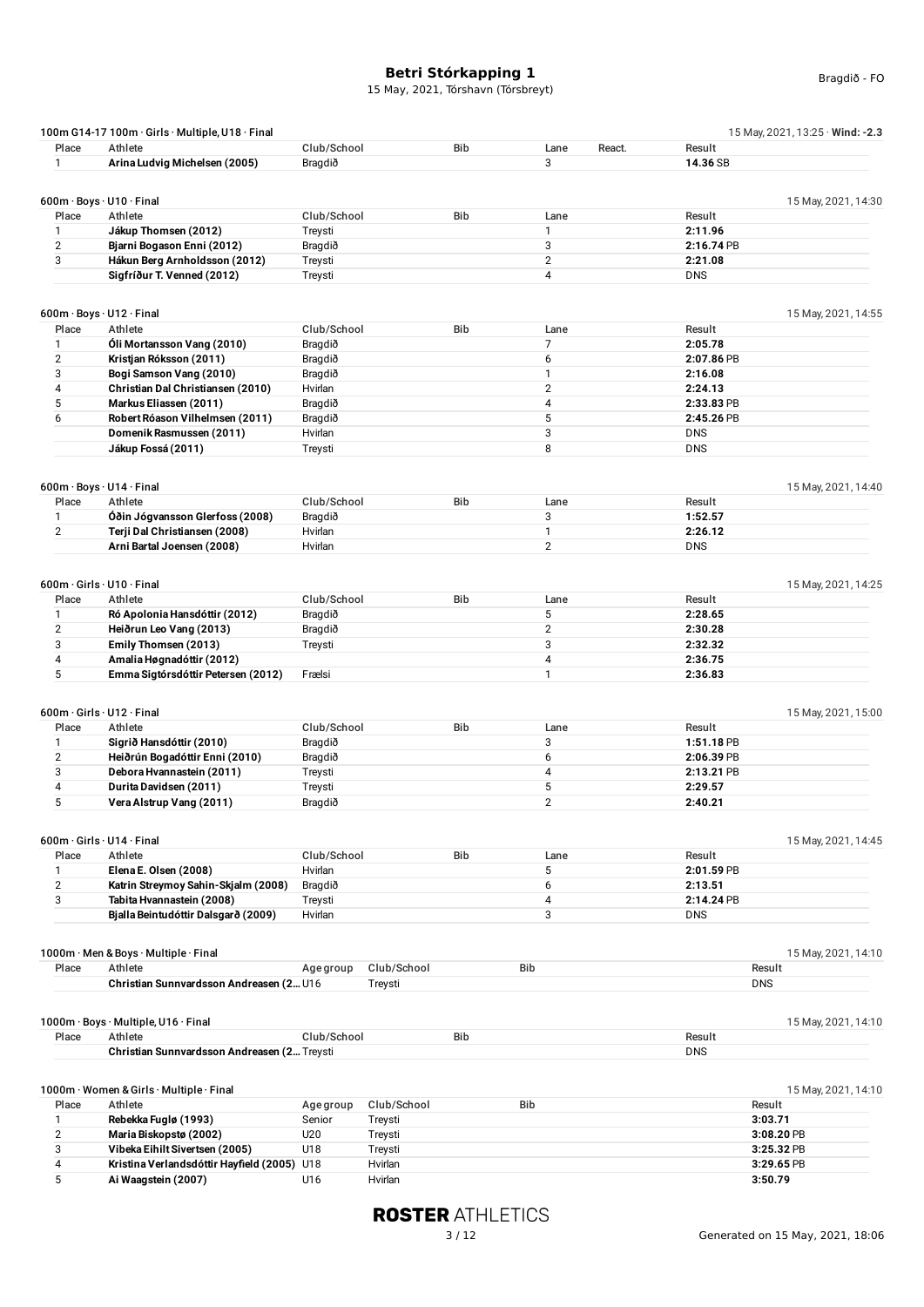# Betri Stórkapping 1

15 May, 2021, Tórshavn (Tórsbreyt)

Bragdið - FO

### 100m G14-17 100m · Girls · Multiple, U18 · Final

15 May, 2021, 13:25 · **Wind: -2.3**

| Place | Athlete | Club/School | Bib | Lane | React. | Result |
|---|---|---|---|---|---|---|
| 1 | **Arina Ludvig Michelsen (2005)** | Bragdið | | 3 | | **14.36** SB |

### 600m · Boys · U10 · Final

15 May, 2021, 14:30

| Place | Athlete | Club/School | Bib | Lane | Result |
|---|---|---|---|---|---|
| 1 | **Jákup Thomsen (2012)** | Treysti | | 1 | **2:11.96** |
| 2 | **Bjarni Bogason Enni (2012)** | Bragdið | | 3 | **2:16.74** PB |
| 3 | **Hákun Berg Arnholdsson (2012)** | Treysti | | 2 | **2:21.08** |
| | **Sigfríður T. Venned (2012)** | Treysti | | 4 | DNS |

### 600m · Boys · U12 · Final

15 May, 2021, 14:55

| Place | Athlete | Club/School | Bib | Lane | Result |
|---|---|---|---|---|---|
| 1 | **Óli Mortansson Vang (2010)** | Bragdið | | 7 | **2:05.78** |
| 2 | **Kristjan Róksson (2011)** | Bragdið | | 6 | **2:07.86** PB |
| 3 | **Bogi Samson Vang (2010)** | Bragdið | | 1 | **2:16.08** |
| 4 | **Christian Dal Christiansen (2010)** | Hvirlan | | 2 | **2:24.13** |
| 5 | **Markus Eliassen (2011)** | Bragdið | | 4 | **2:33.83** PB |
| 6 | **Robert Róason Vilhelmsen (2011)** | Bragdið | | 5 | **2:45.26** PB |
| | **Domenik Rasmussen (2011)** | Hvirlan | | 3 | DNS |
| | **Jákup Fossá (2011)** | Treysti | | 8 | DNS |

### 600m · Boys · U14 · Final

15 May, 2021, 14:40

| Place | Athlete | Club/School | Bib | Lane | Result |
|---|---|---|---|---|---|
| 1 | **Óðin Jógvansson Glerfoss (2008)** | Bragdið | | 3 | **1:52.57** |
| 2 | **Terji Dal Christiansen (2008)** | Hvirlan | | 1 | **2:26.12** |
| | **Arni Bartal Joensen (2008)** | Hvirlan | | 2 | DNS |

### 600m · Girls · U10 · Final

15 May, 2021, 14:25

| Place | Athlete | Club/School | Bib | Lane | Result |
|---|---|---|---|---|---|
| 1 | **Ró Apolonia Hansdóttir (2012)** | Bragdið | | 5 | **2:28.65** |
| 2 | **Heiðrun Leo Vang (2013)** | Bragdið | | 2 | **2:30.28** |
| 3 | **Emily Thomsen (2013)** | Treysti | | 3 | **2:32.32** |
| 4 | **Amalia Høgnadóttir (2012)** | | | 4 | **2:36.75** |
| 5 | **Emma Sigtórsdóttir Petersen (2012)** | Frælsi | | 1 | **2:36.83** |

### 600m · Girls · U12 · Final

15 May, 2021, 15:00

| Place | Athlete | Club/School | Bib | Lane | Result |
|---|---|---|---|---|---|
| 1 | **Sigrið Hansdóttir (2010)** | Bragdið | | 3 | **1:51.18** PB |
| 2 | **Heiðrún Bogadóttir Enni (2010)** | Bragdið | | 6 | **2:06.39** PB |
| 3 | **Debora Hvannastein (2011)** | Treysti | | 4 | **2:13.21** PB |
| 4 | **Durita Davidsen (2011)** | Treysti | | 5 | **2:29.57** |
| 5 | **Vera Alstrup Vang (2011)** | Bragdið | | 2 | **2:40.21** |

### 600m · Girls · U14 · Final

15 May, 2021, 14:45

| Place | Athlete | Club/School | Bib | Lane | Result |
|---|---|---|---|---|---|
| 1 | **Elena E. Olsen (2008)** | Hvirlan | | 5 | **2:01.59** PB |
| 2 | **Katrin Streymoy Sahin-Skjalm (2008)** | Bragdið | | 6 | **2:13.51** |
| 3 | **Tabita Hvannastein (2008)** | Treysti | | 4 | **2:14.24** PB |
| | **Bjalla Beintudóttir Dalsgarð (2009)** | Hvirlan | | 3 | DNS |

### 1000m · Men & Boys · Multiple · Final

15 May, 2021, 14:10

| Place | Athlete | Age group | Club/School | Bib | Result |
|---|---|---|---|---|---|
| | **Christian Sunnvardsson Andreasen (2...** | U16 | Treysti | | DNS |

### 1000m · Boys · Multiple, U16 · Final

15 May, 2021, 14:10

| Place | Athlete | Club/School | Bib | Result |
|---|---|---|---|---|
| | **Christian Sunnvardsson Andreasen (2...** | Treysti | | DNS |

### 1000m · Women & Girls · Multiple · Final

15 May, 2021, 14:10

| Place | Athlete | Age group | Club/School | Bib | Result |
|---|---|---|---|---|---|
| 1 | **Rebekka Fuglø (1993)** | Senior | Treysti | | **3:03.71** |
| 2 | **Maria Biskopstø (2002)** | U20 | Treysti | | **3:08.20** PB |
| 3 | **Vibeka Eihilt Sivertsen (2005)** | U18 | Treysti | | **3:25.32** PB |
| 4 | **Kristina Verlandsdóttir Hayfield (2005)** | U18 | Hvirlan | | **3:29.65** PB |
| 5 | **Ai Waagstein (2007)** | U16 | Hvirlan | | **3:50.79** |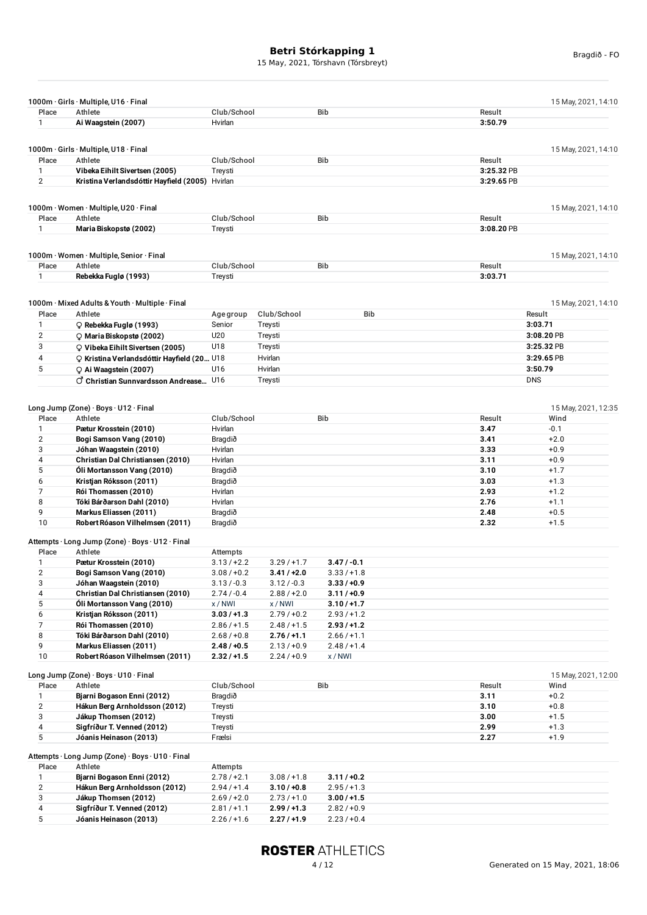# Betri Stórkapping 1

15 May, 2021, Tórshavn (Tórsbreyt)

Bragdið - FO

### 1000m · Girls · Multiple, U16 · Final

15 May, 2021, 14:10

| Place | Athlete | Club/School | Bib | Result |
|---|---|---|---|---|
| 1 | **Ai Waagstein (2007)** | Hvirlan | | **3:50.79** |

### 1000m · Girls · Multiple, U18 · Final

15 May, 2021, 14:10

| Place | Athlete | Club/School | Bib | Result |
|---|---|---|---|---|
| 1 | **Vibeka Eihilt Sivertsen (2005)** | Treysti | | **3:25.32** PB |
| 2 | **Kristina Verlandsdóttir Hayfield (2005)** | Hvirlan | | **3:29.65** PB |

### 1000m · Women · Multiple, U20 · Final

15 May, 2021, 14:10

| Place | Athlete | Club/School | Bib | Result |
|---|---|---|---|---|
| 1 | **Maria Biskopstø (2002)** | Treysti | | **3:08.20** PB |

### 1000m · Women · Multiple, Senior · Final

15 May, 2021, 14:10

| Place | Athlete | Club/School | Bib | Result |
|---|---|---|---|---|
| 1 | **Rebekka Fuglø (1993)** | Treysti | | **3:03.71** |

### 1000m · Mixed Adults & Youth · Multiple · Final

15 May, 2021, 14:10

| Place | Athlete | Age group | Club/School | Bib | Result |
|---|---|---|---|---|---|
| 1 | ♀ **Rebekka Fuglø (1993)** | Senior | Treysti | | **3:03.71** |
| 2 | ♀ **Maria Biskopstø (2002)** | U20 | Treysti | | **3:08.20** PB |
| 3 | ♀ **Vibeka Eihilt Sivertsen (2005)** | U18 | Treysti | | **3:25.32** PB |
| 4 | ♀ **Kristina Verlandsdóttir Hayfield (20...** | U18 | Hvirlan | | **3:29.65** PB |
| 5 | ♀ **Ai Waagstein (2007)** | U16 | Hvirlan | | **3:50.79** |
| | ♂ **Christian Sunnvardsson Andrease...** | U16 | Treysti | | DNS |

### Long Jump (Zone) · Boys · U12 · Final

15 May, 2021, 12:35

| Place | Athlete | Club/School | Bib | Result | Wind |
|---|---|---|---|---|---|
| 1 | **Pætur Krosstein (2010)** | Hvirlan | | **3.47** | -0.1 |
| 2 | **Bogi Samson Vang (2010)** | Bragdið | | **3.41** | +2.0 |
| 3 | **Jóhan Waagstein (2010)** | Hvirlan | | **3.33** | +0.9 |
| 4 | **Christian Dal Christiansen (2010)** | Hvirlan | | **3.11** | +0.9 |
| 5 | **Óli Mortansson Vang (2010)** | Bragdið | | **3.10** | +1.7 |
| 6 | **Kristjan Róksson (2011)** | Bragdið | | **3.03** | +1.3 |
| 7 | **Rói Thomassen (2010)** | Hvirlan | | **2.93** | +1.2 |
| 8 | **Tóki Bárðarson Dahl (2010)** | Hvirlan | | **2.76** | +1.1 |
| 9 | **Markus Eliassen (2011)** | Bragdið | | **2.48** | +0.5 |
| 10 | **Robert Róason Vilhelmsen (2011)** | Bragdið | | **2.32** | +1.5 |

### Attempts · Long Jump (Zone) · Boys · U12 · Final

| Place | Athlete | Attempts | | |
|---|---|---|---|---|
| 1 | **Pætur Krosstein (2010)** | 3.13 / +2.2 | 3.29 / +1.7 | **3.47 / -0.1** |
| 2 | **Bogi Samson Vang (2010)** | 3.08 / +0.2 | **3.41 / +2.0** | 3.33 / +1.8 |
| 3 | **Jóhan Waagstein (2010)** | 3.13 / -0.3 | 3.12 / -0.3 | **3.33 / +0.9** |
| 4 | **Christian Dal Christiansen (2010)** | 2.74 / -0.4 | 2.88 / +2.0 | **3.11 / +0.9** |
| 5 | **Óli Mortansson Vang (2010)** | x / NWI | x / NWI | **3.10 / +1.7** |
| 6 | **Kristjan Róksson (2011)** | **3.03 / +1.3** | 2.79 / +0.2 | 2.93 / +1.2 |
| 7 | **Rói Thomassen (2010)** | 2.86 / +1.5 | 2.48 / +1.5 | **2.93 / +1.2** |
| 8 | **Tóki Bárðarson Dahl (2010)** | 2.68 / +0.8 | **2.76 / +1.1** | 2.66 / +1.1 |
| 9 | **Markus Eliassen (2011)** | **2.48 / +0.5** | 2.13 / +0.9 | 2.48 / +1.4 |
| 10 | **Robert Róason Vilhelmsen (2011)** | **2.32 / +1.5** | 2.24 / +0.9 | x / NWI |

### Long Jump (Zone) · Boys · U10 · Final

15 May, 2021, 12:00

| Place | Athlete | Club/School | Bib | Result | Wind |
|---|---|---|---|---|---|
| 1 | **Bjarni Bogason Enni (2012)** | Bragdið | | **3.11** | +0.2 |
| 2 | **Hákun Berg Arnholdsson (2012)** | Treysti | | **3.10** | +0.8 |
| 3 | **Jákup Thomsen (2012)** | Treysti | | **3.00** | +1.5 |
| 4 | **Sigfríður T. Venned (2012)** | Treysti | | **2.99** | +1.3 |
| 5 | **Jóanis Heinason (2013)** | Frælsi | | **2.27** | +1.9 |

### Attempts · Long Jump (Zone) · Boys · U10 · Final

| Place | Athlete | Attempts | | |
|---|---|---|---|---|
| 1 | **Bjarni Bogason Enni (2012)** | 2.78 / +2.1 | 3.08 / +1.8 | **3.11 / +0.2** |
| 2 | **Hákun Berg Arnholdsson (2012)** | 2.94 / +1.4 | **3.10 / +0.8** | 2.95 / +1.3 |
| 3 | **Jákup Thomsen (2012)** | 2.69 / +2.0 | 2.73 / +1.0 | **3.00 / +1.5** |
| 4 | **Sigfríður T. Venned (2012)** | 2.81 / +1.1 | **2.99 / +1.3** | 2.82 / +0.9 |
| 5 | **Jóanis Heinason (2013)** | 2.26 / +1.6 | **2.27 / +1.9** | 2.23 / +0.4 |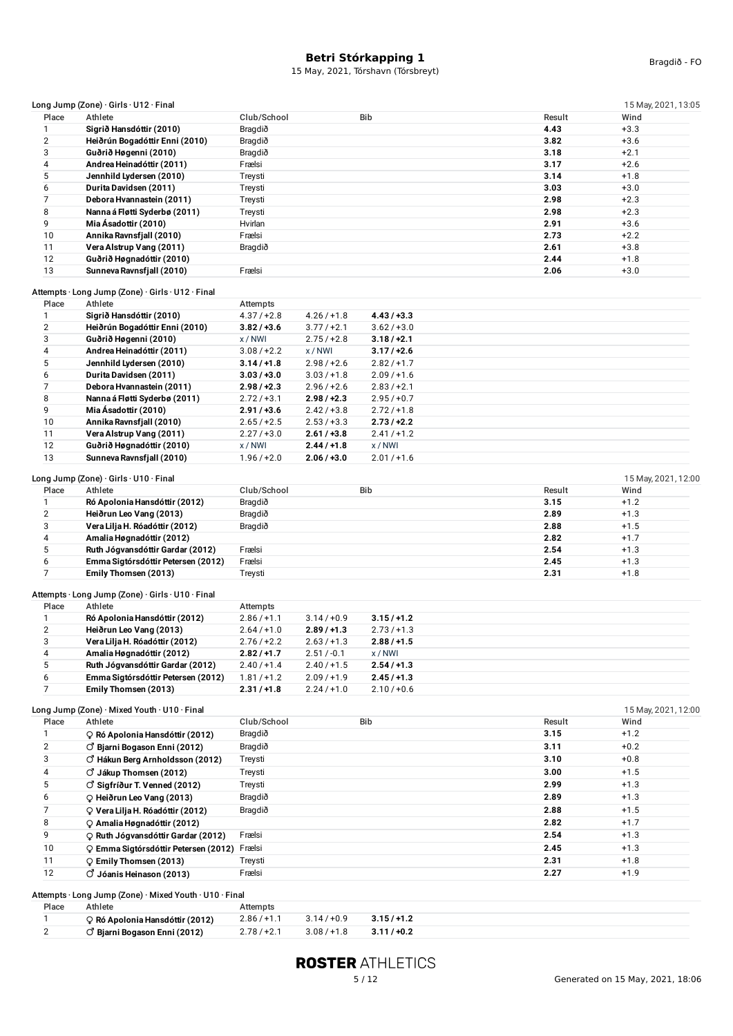### Long Jump (Zone) · Girls · U12 · Final

15 May, 2021, 13:05

| Place | Athlete | Club/School | Bib | Result | Wind |
|---|---|---|---|---|---|
| 1 | **Sigrið Hansdóttir (2010)** | Bragdið | | **4.43** | +3.3 |
| 2 | **Heiðrún Bogadóttir Enni (2010)** | Bragdið | | **3.82** | +3.6 |
| 3 | **Guðrið Høgenni (2010)** | Bragdið | | **3.18** | +2.1 |
| 4 | **Andrea Heinadóttir (2011)** | Frælsi | | **3.17** | +2.6 |
| 5 | **Jennhild Lydersen (2010)** | Treysti | | **3.14** | +1.8 |
| 6 | **Durita Davidsen (2011)** | Treysti | | **3.03** | +3.0 |
| 7 | **Debora Hvannastein (2011)** | Treysti | | **2.98** | +2.3 |
| 8 | **Nanna á Fløtti Syderbø (2011)** | Treysti | | **2.98** | +2.3 |
| 9 | **Mia Ásadottir (2010)** | Hvirlan | | **2.91** | +3.6 |
| 10 | **Annika Ravnsfjall (2010)** | Frælsi | | **2.73** | +2.2 |
| 11 | **Vera Alstrup Vang (2011)** | Bragdið | | **2.61** | +3.8 |
| 12 | **Guðrið Høgnadóttir (2010)** | | | **2.44** | +1.8 |
| 13 | **Sunneva Ravnsfjall (2010)** | Frælsi | | **2.06** | +3.0 |

### Attempts · Long Jump (Zone) · Girls · U12 · Final

| Place | Athlete | Attempts | | |
|---|---|---|---|---|
| 1 | **Sigrið Hansdóttir (2010)** | 4.37 / +2.8 | 4.26 / +1.8 | **4.43 / +3.3** |
| 2 | **Heiðrún Bogadóttir Enni (2010)** | **3.82 / +3.6** | 3.77 / +2.1 | 3.62 / +3.0 |
| 3 | **Guðrið Høgenni (2010)** | x / NWI | 2.75 / +2.8 | **3.18 / +2.1** |
| 4 | **Andrea Heinadóttir (2011)** | 3.08 / +2.2 | x / NWI | **3.17 / +2.6** |
| 5 | **Jennhild Lydersen (2010)** | **3.14 / +1.8** | 2.98 / +2.6 | 2.82 / +1.7 |
| 6 | **Durita Davidsen (2011)** | **3.03 / +3.0** | 3.03 / +1.8 | 2.09 / +1.6 |
| 7 | **Debora Hvannastein (2011)** | **2.98 / +2.3** | 2.96 / +2.6 | 2.83 / +2.1 |
| 8 | **Nanna á Fløtti Syderbø (2011)** | 2.72 / +3.1 | **2.98 / +2.3** | 2.95 / +0.7 |
| 9 | **Mia Ásadottir (2010)** | **2.91 / +3.6** | 2.42 / +3.8 | 2.72 / +1.8 |
| 10 | **Annika Ravnsfjall (2010)** | 2.65 / +2.5 | 2.53 / +3.3 | **2.73 / +2.2** |
| 11 | **Vera Alstrup Vang (2011)** | 2.27 / +3.0 | **2.61 / +3.8** | 2.41 / +1.2 |
| 12 | **Guðrið Høgnadóttir (2010)** | x / NWI | **2.44 / +1.8** | x / NWI |
| 13 | **Sunneva Ravnsfjall (2010)** | 1.96 / +2.0 | **2.06 / +3.0** | 2.01 / +1.6 |

### Long Jump (Zone) · Girls · U10 · Final

15 May, 2021, 12:00

| Place | Athlete | Club/School | Bib | Result | Wind |
|---|---|---|---|---|---|
| 1 | **Ró Apolonia Hansdóttir (2012)** | Bragdið | | **3.15** | +1.2 |
| 2 | **Heiðrun Leo Vang (2013)** | Bragdið | | **2.89** | +1.3 |
| 3 | **Vera Lilja H. Róadóttir (2012)** | Bragdið | | **2.88** | +1.5 |
| 4 | **Amalia Høgnadóttir (2012)** | | | **2.82** | +1.7 |
| 5 | **Ruth Jógvansdóttir Gardar (2012)** | Frælsi | | **2.54** | +1.3 |
| 6 | **Emma Sigtórsdóttir Petersen (2012)** | Frælsi | | **2.45** | +1.3 |
| 7 | **Emily Thomsen (2013)** | Treysti | | **2.31** | +1.8 |

### Attempts · Long Jump (Zone) · Girls · U10 · Final

| Place | Athlete | Attempts | | |
|---|---|---|---|---|
| 1 | **Ró Apolonia Hansdóttir (2012)** | 2.86 / +1.1 | 3.14 / +0.9 | **3.15 / +1.2** |
| 2 | **Heiðrun Leo Vang (2013)** | 2.64 / +1.0 | **2.89 / +1.3** | 2.73 / +1.3 |
| 3 | **Vera Lilja H. Róadóttir (2012)** | 2.76 / +2.2 | 2.63 / +1.3 | **2.88 / +1.5** |
| 4 | **Amalia Høgnadóttir (2012)** | **2.82 / +1.7** | 2.51 / -0.1 | x / NWI |
| 5 | **Ruth Jógvansdóttir Gardar (2012)** | 2.40 / +1.4 | 2.40 / +1.5 | **2.54 / +1.3** |
| 6 | **Emma Sigtórsdóttir Petersen (2012)** | 1.81 / +1.2 | 2.09 / +1.9 | **2.45 / +1.3** |
| 7 | **Emily Thomsen (2013)** | **2.31 / +1.8** | 2.24 / +1.0 | 2.10 / +0.6 |

### Long Jump (Zone) · Mixed Youth · U10 · Final

15 May, 2021, 12:00

| Place | Athlete | Club/School | Bib | Result | Wind |
|---|---|---|---|---|---|
| 1 | ♀ **Ró Apolonia Hansdóttir (2012)** | Bragdið | | **3.15** | +1.2 |
| 2 | ♂ **Bjarni Bogason Enni (2012)** | Bragdið | | **3.11** | +0.2 |
| 3 | ♂ **Hákun Berg Arnholdsson (2012)** | Treysti | | **3.10** | +0.8 |
| 4 | ♂ **Jákup Thomsen (2012)** | Treysti | | **3.00** | +1.5 |
| 5 | ♂ **Sigfríður T. Venned (2012)** | Treysti | | **2.99** | +1.3 |
| 6 | ♀ **Heiðrun Leo Vang (2013)** | Bragdið | | **2.89** | +1.3 |
| 7 | ♀ **Vera Lilja H. Róadóttir (2012)** | Bragdið | | **2.88** | +1.5 |
| 8 | ♀ **Amalia Høgnadóttir (2012)** | | | **2.82** | +1.7 |
| 9 | ♀ **Ruth Jógvansdóttir Gardar (2012)** | Frælsi | | **2.54** | +1.3 |
| 10 | ♀ **Emma Sigtórsdóttir Petersen (2012)** | Frælsi | | **2.45** | +1.3 |
| 11 | ♀ **Emily Thomsen (2013)** | Treysti | | **2.31** | +1.8 |
| 12 | ♂ **Jóanis Heinason (2013)** | Frælsi | | **2.27** | +1.9 |

### Attempts · Long Jump (Zone) · Mixed Youth · U10 · Final

| Place | Athlete | Attempts | | |
|---|---|---|---|---|
| 1 | ♀ **Ró Apolonia Hansdóttir (2012)** | 2.86 / +1.1 | 3.14 / +0.9 | **3.15 / +1.2** |
| 2 | ♂ **Bjarni Bogason Enni (2012)** | 2.78 / +2.1 | 3.08 / +1.8 | **3.11 / +0.2** |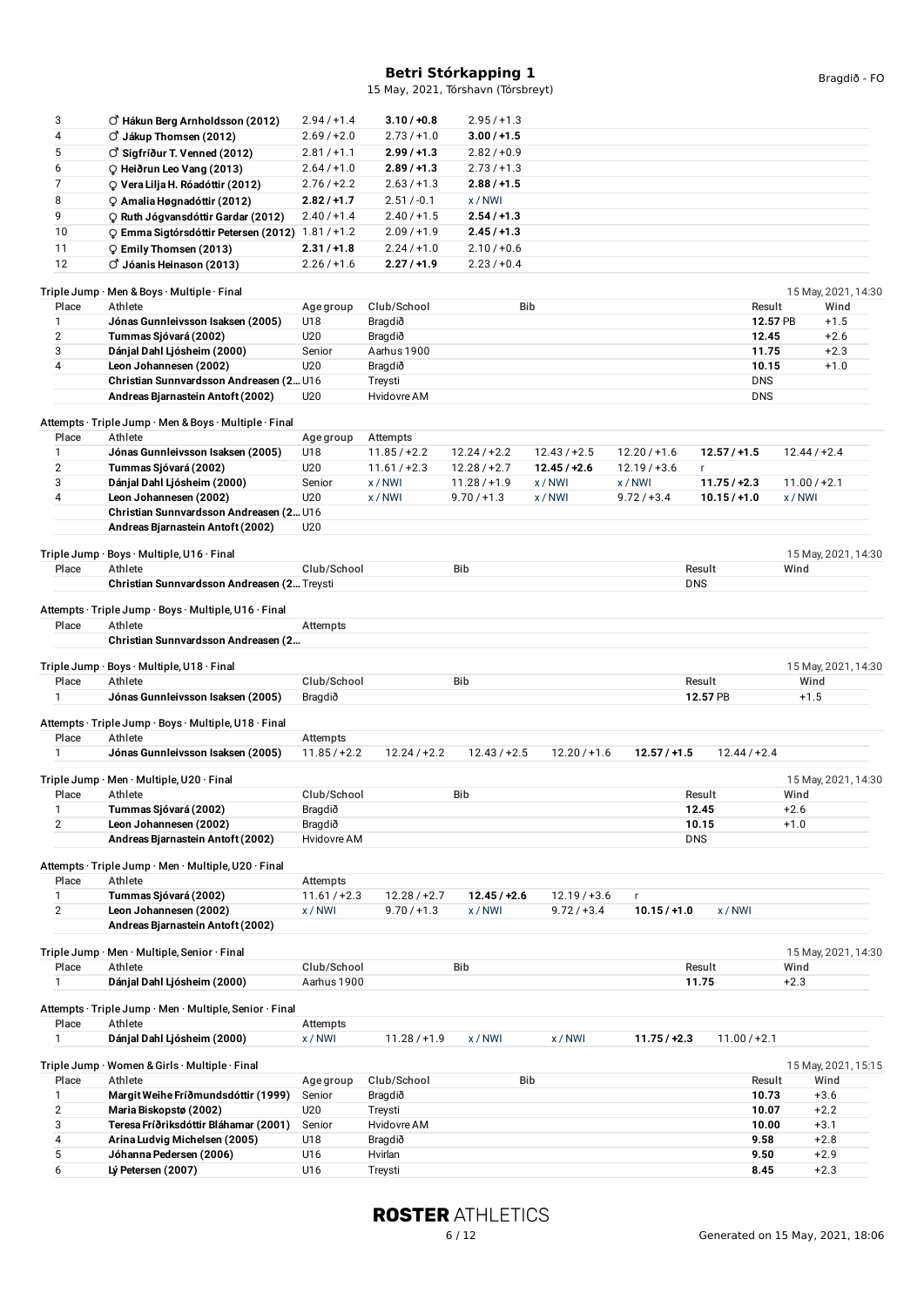| | | | | |
|---|---|---|---|---|
| 3 | ♂ **Hákun Berg Arnholdsson (2012)** | 2.94 / +1.4 | **3.10 / +0.8** | 2.95 / +1.3 |
| 4 | ♂ **Jákup Thomsen (2012)** | 2.69 / +2.0 | 2.73 / +1.0 | **3.00 / +1.5** |
| 5 | ♂ **Sigfríður T. Venned (2012)** | 2.81 / +1.1 | **2.99 / +1.3** | 2.82 / +0.9 |
| 6 | ♀ **Heiðrun Leo Vang (2013)** | 2.64 / +1.0 | **2.89 / +1.3** | 2.73 / +1.3 |
| 7 | ♀ **Vera Lilja H. Róadóttir (2012)** | 2.76 / +2.2 | 2.63 / +1.3 | **2.88 / +1.5** |
| 8 | ♀ **Amalia Høgnadóttir (2012)** | **2.82 / +1.7** | 2.51 / -0.1 | x / NWI |
| 9 | ♀ **Ruth Jógvansdóttir Gardar (2012)** | 2.40 / +1.4 | 2.40 / +1.5 | **2.54 / +1.3** |
| 10 | ♀ **Emma Sigtórsdóttir Petersen (2012)** | 1.81 / +1.2 | 2.09 / +1.9 | **2.45 / +1.3** |
| 11 | ♀ **Emily Thomsen (2013)** | **2.31 / +1.8** | 2.24 / +1.0 | 2.10 / +0.6 |
| 12 | ♂ **Jóanis Heinason (2013)** | 2.26 / +1.6 | **2.27 / +1.9** | 2.23 / +0.4 |

Triple Jump · Men & Boys · Multiple · Final — 15 May, 2021, 14:30

| Place | Athlete | Age group | Club/School | Bib | Result | Wind |
|---|---|---|---|---|---|---|
| 1 | **Jónas Gunnleivsson Isaksen (2005)** | U18 | Bragdið | | **12.57** PB | +1.5 |
| 2 | **Tummas Sjóvará (2002)** | U20 | Bragdið | | **12.45** | +2.6 |
| 3 | **Dánjal Dahl Ljósheim (2000)** | Senior | Aarhus 1900 | | **11.75** | +2.3 |
| 4 | **Leon Johannesen (2002)** | U20 | Bragdið | | **10.15** | +1.0 |
| | **Christian Sunnvardsson Andreasen (2...** | U16 | Treysti | | DNS | |
| | **Andreas Bjarnastein Antoft (2002)** | U20 | Hvidovre AM | | DNS | |

Attempts · Triple Jump · Men & Boys · Multiple · Final

| Place | Athlete | Age group | Attempts | | | | | |
|---|---|---|---|---|---|---|---|---|
| 1 | **Jónas Gunnleivsson Isaksen (2005)** | U18 | 11.85 / +2.2 | 12.24 / +2.2 | 12.43 / +2.5 | 12.20 / +1.6 | **12.57 / +1.5** | 12.44 / +2.4 |
| 2 | **Tummas Sjóvará (2002)** | U20 | 11.61 / +2.3 | 12.28 / +2.7 | **12.45 / +2.6** | 12.19 / +3.6 | r | |
| 3 | **Dánjal Dahl Ljósheim (2000)** | Senior | x / NWI | 11.28 / +1.9 | x / NWI | x / NWI | **11.75 / +2.3** | 11.00 / +2.1 |
| 4 | **Leon Johannesen (2002)** | U20 | x / NWI | 9.70 / +1.3 | x / NWI | 9.72 / +3.4 | **10.15 / +1.0** | x / NWI |
| | **Christian Sunnvardsson Andreasen (2...** | U16 | | | | | | |
| | **Andreas Bjarnastein Antoft (2002)** | U20 | | | | | | |

Triple Jump · Boys · Multiple, U16 · Final — 15 May, 2021, 14:30

| Place | Athlete | Club/School | Bib | Result | Wind |
|---|---|---|---|---|---|
| | **Christian Sunnvardsson Andreasen (2...** | Treysti | | DNS | |

Attempts · Triple Jump · Boys · Multiple, U16 · Final

| Place | Athlete | Attempts |
|---|---|---|
| | **Christian Sunnvardsson Andreasen (2...** | |

Triple Jump · Boys · Multiple, U18 · Final — 15 May, 2021, 14:30

| Place | Athlete | Club/School | Bib | Result | Wind |
|---|---|---|---|---|---|
| 1 | **Jónas Gunnleivsson Isaksen (2005)** | Bragdið | | **12.57** PB | +1.5 |

Attempts · Triple Jump · Boys · Multiple, U18 · Final

| Place | Athlete | Attempts | | | | | |
|---|---|---|---|---|---|---|---|
| 1 | **Jónas Gunnleivsson Isaksen (2005)** | 11.85 / +2.2 | 12.24 / +2.2 | 12.43 / +2.5 | 12.20 / +1.6 | **12.57 / +1.5** | 12.44 / +2.4 |

Triple Jump · Men · Multiple, U20 · Final — 15 May, 2021, 14:30

| Place | Athlete | Club/School | Bib | Result | Wind |
|---|---|---|---|---|---|
| 1 | **Tummas Sjóvará (2002)** | Bragdið | | **12.45** | +2.6 |
| 2 | **Leon Johannesen (2002)** | Bragdið | | **10.15** | +1.0 |
| | **Andreas Bjarnastein Antoft (2002)** | Hvidovre AM | | DNS | |

Attempts · Triple Jump · Men · Multiple, U20 · Final

| Place | Athlete | Attempts | | | | | |
|---|---|---|---|---|---|---|---|
| 1 | **Tummas Sjóvará (2002)** | 11.61 / +2.3 | 12.28 / +2.7 | **12.45 / +2.6** | 12.19 / +3.6 | r | |
| 2 | **Leon Johannesen (2002)** | x / NWI | 9.70 / +1.3 | x / NWI | 9.72 / +3.4 | **10.15 / +1.0** | x / NWI |
| | **Andreas Bjarnastein Antoft (2002)** | | | | | | |

Triple Jump · Men · Multiple, Senior · Final — 15 May, 2021, 14:30

| Place | Athlete | Club/School | Bib | Result | Wind |
|---|---|---|---|---|---|
| 1 | **Dánjal Dahl Ljósheim (2000)** | Aarhus 1900 | | **11.75** | +2.3 |

Attempts · Triple Jump · Men · Multiple, Senior · Final

| Place | Athlete | Attempts | | | | | |
|---|---|---|---|---|---|---|---|
| 1 | **Dánjal Dahl Ljósheim (2000)** | x / NWI | 11.28 / +1.9 | x / NWI | x / NWI | **11.75 / +2.3** | 11.00 / +2.1 |

Triple Jump · Women & Girls · Multiple · Final — 15 May, 2021, 15:15

| Place | Athlete | Age group | Club/School | Bib | Result | Wind |
|---|---|---|---|---|---|---|
| 1 | **Margit Weihe Fríðmundsdóttir (1999)** | Senior | Bragdið | | **10.73** | +3.6 |
| 2 | **Maria Biskopstø (2002)** | U20 | Treysti | | **10.07** | +2.2 |
| 3 | **Teresa Fríðriksdóttir Bláhamar (2001)** | Senior | Hvidovre AM | | **10.00** | +3.1 |
| 4 | **Arina Ludvig Michelsen (2005)** | U18 | Bragdið | | **9.58** | +2.8 |
| 5 | **Jóhanna Pedersen (2006)** | U16 | Hvirlan | | **9.50** | +2.9 |
| 6 | **Lý Petersen (2007)** | U16 | Treysti | | **8.45** | +2.3 |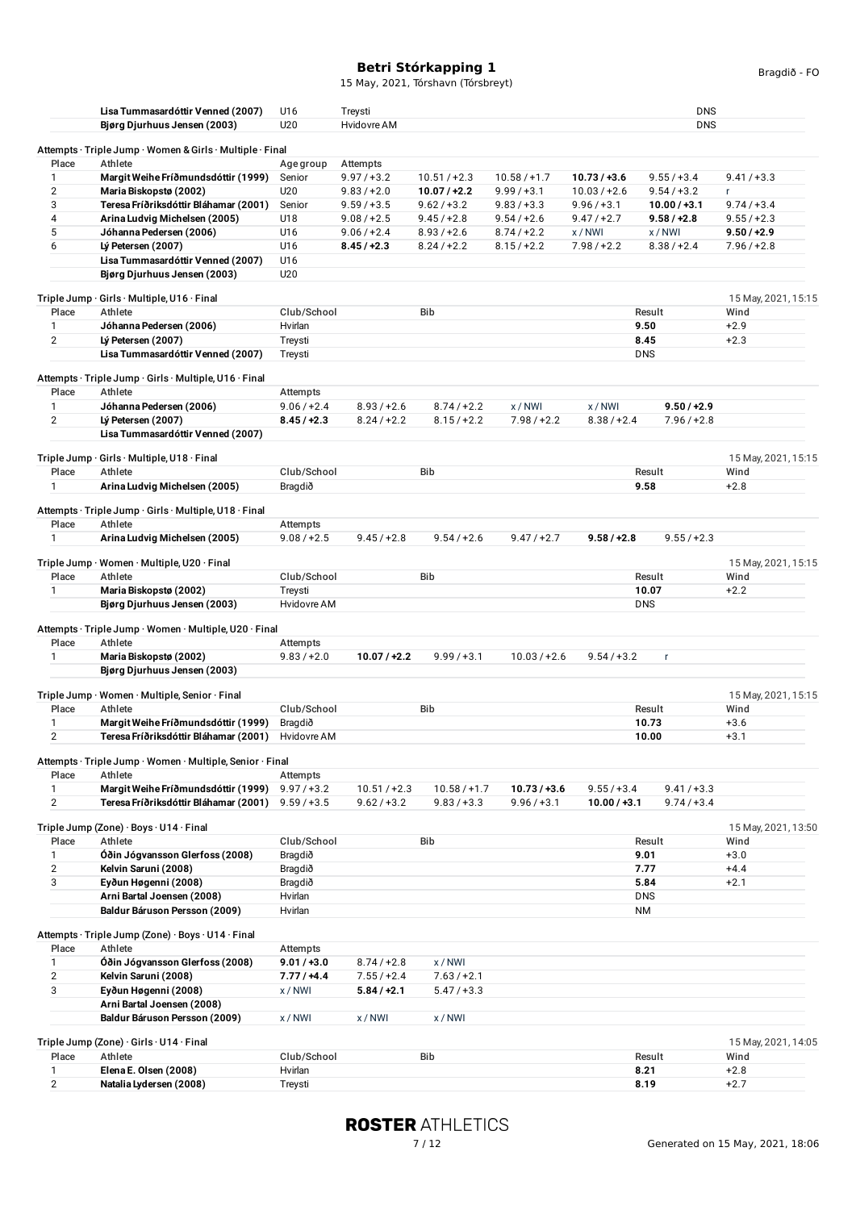# Betri Stórkapping 1

15 May, 2021, Tórshavn (Tórsbreyt)

| | | | | |
|---|---|---|---|---|
| | **Lisa Tummasardóttir Venned (2007)** | U16 | Treysti | DNS |
| | **Bjørg Djurhuus Jensen (2003)** | U20 | Hvidovre AM | DNS |

Attempts · Triple Jump · Women & Girls · Multiple · Final

| Place | Athlete | Age group | Attempts | | | | | |
|---|---|---|---|---|---|---|---|---|
| 1 | **Margit Weihe Fríðmundsdóttir (1999)** | Senior | 9.97 / +3.2 | 10.51 / +2.3 | 10.58 / +1.7 | **10.73 / +3.6** | 9.55 / +3.4 | 9.41 / +3.3 |
| 2 | **Maria Biskopstø (2002)** | U20 | 9.83 / +2.0 | **10.07 / +2.2** | 9.99 / +3.1 | 10.03 / +2.6 | 9.54 / +3.2 | r |
| 3 | **Teresa Fríðriksdóttir Bláhamar (2001)** | Senior | 9.59 / +3.5 | 9.62 / +3.2 | 9.83 / +3.3 | 9.96 / +3.1 | **10.00 / +3.1** | 9.74 / +3.4 |
| 4 | **Arina Ludvig Michelsen (2005)** | U18 | 9.08 / +2.5 | 9.45 / +2.8 | 9.54 / +2.6 | 9.47 / +2.7 | **9.58 / +2.8** | 9.55 / +2.3 |
| 5 | **Jóhanna Pedersen (2006)** | U16 | 9.06 / +2.4 | 8.93 / +2.6 | 8.74 / +2.2 | x / NWI | x / NWI | **9.50 / +2.9** |
| 6 | **Lý Petersen (2007)** | U16 | **8.45 / +2.3** | 8.24 / +2.2 | 8.15 / +2.2 | 7.98 / +2.2 | 8.38 / +2.4 | 7.96 / +2.8 |
| | **Lisa Tummasardóttir Venned (2007)** | U16 | | | | | | |
| | **Bjørg Djurhuus Jensen (2003)** | U20 | | | | | | |

Triple Jump · Girls · Multiple, U16 · Final — 15 May, 2021, 15:15

| Place | Athlete | Club/School | Bib | Result | Wind |
|---|---|---|---|---|---|
| 1 | **Jóhanna Pedersen (2006)** | Hvirlan | | **9.50** | +2.9 |
| 2 | **Lý Petersen (2007)** | Treysti | | **8.45** | +2.3 |
| | **Lisa Tummasardóttir Venned (2007)** | Treysti | | DNS | |

Attempts · Triple Jump · Girls · Multiple, U16 · Final

| Place | Athlete | Attempts | | | | | |
|---|---|---|---|---|---|---|---|
| 1 | **Jóhanna Pedersen (2006)** | 9.06 / +2.4 | 8.93 / +2.6 | 8.74 / +2.2 | x / NWI | x / NWI | **9.50 / +2.9** |
| 2 | **Lý Petersen (2007)** | **8.45 / +2.3** | 8.24 / +2.2 | 8.15 / +2.2 | 7.98 / +2.2 | 8.38 / +2.4 | 7.96 / +2.8 |
| | **Lisa Tummasardóttir Venned (2007)** | | | | | | |

Triple Jump · Girls · Multiple, U18 · Final — 15 May, 2021, 15:15

| Place | Athlete | Club/School | Bib | Result | Wind |
|---|---|---|---|---|---|
| 1 | **Arina Ludvig Michelsen (2005)** | Bragdið | | **9.58** | +2.8 |

Attempts · Triple Jump · Girls · Multiple, U18 · Final

| Place | Athlete | Attempts | | | | | |
|---|---|---|---|---|---|---|---|
| 1 | **Arina Ludvig Michelsen (2005)** | 9.08 / +2.5 | 9.45 / +2.8 | 9.54 / +2.6 | 9.47 / +2.7 | **9.58 / +2.8** | 9.55 / +2.3 |

Triple Jump · Women · Multiple, U20 · Final — 15 May, 2021, 15:15

| Place | Athlete | Club/School | Bib | Result | Wind |
|---|---|---|---|---|---|
| 1 | **Maria Biskopstø (2002)** | Treysti | | **10.07** | +2.2 |
| | **Bjørg Djurhuus Jensen (2003)** | Hvidovre AM | | DNS | |

Attempts · Triple Jump · Women · Multiple, U20 · Final

| Place | Athlete | Attempts | | | | | |
|---|---|---|---|---|---|---|---|
| 1 | **Maria Biskopstø (2002)** | 9.83 / +2.0 | **10.07 / +2.2** | 9.99 / +3.1 | 10.03 / +2.6 | 9.54 / +3.2 | r |
| | **Bjørg Djurhuus Jensen (2003)** | | | | | | |

Triple Jump · Women · Multiple, Senior · Final — 15 May, 2021, 15:15

| Place | Athlete | Club/School | Bib | Result | Wind |
|---|---|---|---|---|---|
| 1 | **Margit Weihe Fríðmundsdóttir (1999)** | Bragdið | | **10.73** | +3.6 |
| 2 | **Teresa Fríðriksdóttir Bláhamar (2001)** | Hvidovre AM | | **10.00** | +3.1 |

Attempts · Triple Jump · Women · Multiple, Senior · Final

| Place | Athlete | Attempts | | | | | |
|---|---|---|---|---|---|---|---|
| 1 | **Margit Weihe Fríðmundsdóttir (1999)** | 9.97 / +3.2 | 10.51 / +2.3 | 10.58 / +1.7 | **10.73 / +3.6** | 9.55 / +3.4 | 9.41 / +3.3 |
| 2 | **Teresa Fríðriksdóttir Bláhamar (2001)** | 9.59 / +3.5 | 9.62 / +3.2 | 9.83 / +3.3 | 9.96 / +3.1 | **10.00 / +3.1** | 9.74 / +3.4 |

Triple Jump (Zone) · Boys · U14 · Final — 15 May, 2021, 13:50

| Place | Athlete | Club/School | Bib | Result | Wind |
|---|---|---|---|---|---|
| 1 | **Óðin Jógvansson Glerfoss (2008)** | Bragdið | | **9.01** | +3.0 |
| 2 | **Kelvin Saruni (2008)** | Bragdið | | **7.77** | +4.4 |
| 3 | **Eyðun Høgenni (2008)** | Bragdið | | **5.84** | +2.1 |
| | **Arni Bartal Joensen (2008)** | Hvirlan | | DNS | |
| | **Baldur Báruson Persson (2009)** | Hvirlan | | NM | |

Attempts · Triple Jump (Zone) · Boys · U14 · Final

| Place | Athlete | Attempts | | |
|---|---|---|---|---|
| 1 | **Óðin Jógvansson Glerfoss (2008)** | **9.01 / +3.0** | 8.74 / +2.8 | x / NWI |
| 2 | **Kelvin Saruni (2008)** | **7.77 / +4.4** | 7.55 / +2.4 | 7.63 / +2.1 |
| 3 | **Eyðun Høgenni (2008)** | x / NWI | **5.84 / +2.1** | 5.47 / +3.3 |
| | **Arni Bartal Joensen (2008)** | | | |
| | **Baldur Báruson Persson (2009)** | x / NWI | x / NWI | x / NWI |

Triple Jump (Zone) · Girls · U14 · Final — 15 May, 2021, 14:05

| Place | Athlete | Club/School | Bib | Result | Wind |
|---|---|---|---|---|---|
| 1 | **Elena E. Olsen (2008)** | Hvirlan | | **8.21** | +2.8 |
| 2 | **Natalia Lydersen (2008)** | Treysti | | **8.19** | +2.7 |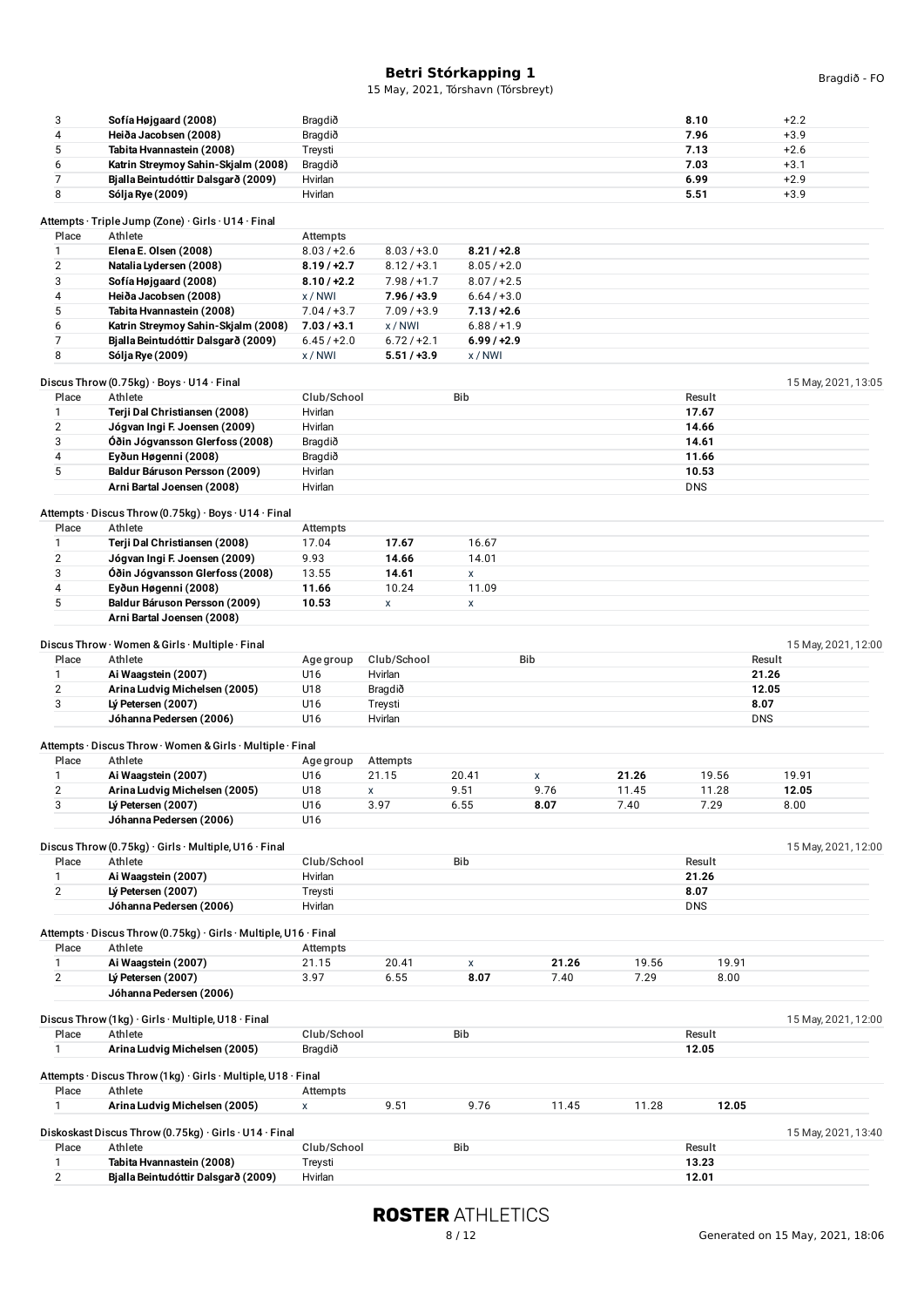| | | | | |
|---|---|---|---|---|
| 3 | **Sofía Højgaard (2008)** | Bragdið | **8.10** | +2.2 |
| 4 | **Heiða Jacobsen (2008)** | Bragdið | **7.96** | +3.9 |
| 5 | **Tabita Hvannastein (2008)** | Treysti | **7.13** | +2.6 |
| 6 | **Katrin Streymoy Sahin-Skjalm (2008)** | Bragdið | **7.03** | +3.1 |
| 7 | **Bjalla Beintudóttir Dalsgarð (2009)** | Hvirlan | **6.99** | +2.9 |
| 8 | **Sólja Rye (2009)** | Hvirlan | **5.51** | +3.9 |

Attempts · Triple Jump (Zone) · Girls · U14 · Final

| Place | Athlete | Attempts | | |
|---|---|---|---|---|
| 1 | **Elena E. Olsen (2008)** | 8.03 / +2.6 | 8.03 / +3.0 | **8.21 / +2.8** |
| 2 | **Natalia Lydersen (2008)** | **8.19 / +2.7** | 8.12 / +3.1 | 8.05 / +2.0 |
| 3 | **Sofía Højgaard (2008)** | **8.10 / +2.2** | 7.98 / +1.7 | 8.07 / +2.5 |
| 4 | **Heiða Jacobsen (2008)** | x / NWI | **7.96 / +3.9** | 6.64 / +3.0 |
| 5 | **Tabita Hvannastein (2008)** | 7.04 / +3.7 | 7.09 / +3.9 | **7.13 / +2.6** |
| 6 | **Katrin Streymoy Sahin-Skjalm (2008)** | **7.03 / +3.1** | x / NWI | 6.88 / +1.9 |
| 7 | **Bjalla Beintudóttir Dalsgarð (2009)** | 6.45 / +2.0 | 6.72 / +2.1 | **6.99 / +2.9** |
| 8 | **Sólja Rye (2009)** | x / NWI | **5.51 / +3.9** | x / NWI |

Discus Throw (0.75kg) · Boys · U14 · Final — 15 May, 2021, 13:05

| Place | Athlete | Club/School | Bib | Result |
|---|---|---|---|---|
| 1 | **Terji Dal Christiansen (2008)** | Hvirlan | | **17.67** |
| 2 | **Jógvan Ingi F. Joensen (2009)** | Hvirlan | | **14.66** |
| 3 | **Óðin Jógvansson Glerfoss (2008)** | Bragdið | | **14.61** |
| 4 | **Eyðun Høgenni (2008)** | Bragdið | | **11.66** |
| 5 | **Baldur Báruson Persson (2009)** | Hvirlan | | **10.53** |
| | **Arni Bartal Joensen (2008)** | Hvirlan | | DNS |

Attempts · Discus Throw (0.75kg) · Boys · U14 · Final

| Place | Athlete | Attempts | | |
|---|---|---|---|---|
| 1 | **Terji Dal Christiansen (2008)** | 17.04 | **17.67** | 16.67 |
| 2 | **Jógvan Ingi F. Joensen (2009)** | 9.93 | **14.66** | 14.01 |
| 3 | **Óðin Jógvansson Glerfoss (2008)** | 13.55 | **14.61** | x |
| 4 | **Eyðun Høgenni (2008)** | **11.66** | 10.24 | 11.09 |
| 5 | **Baldur Báruson Persson (2009)** | **10.53** | x | x |
| | **Arni Bartal Joensen (2008)** | | | |

Discus Throw · Women & Girls · Multiple · Final — 15 May, 2021, 12:00

| Place | Athlete | Age group | Club/School | Bib | Result |
|---|---|---|---|---|---|
| 1 | **Ai Waagstein (2007)** | U16 | Hvirlan | | **21.26** |
| 2 | **Arina Ludvig Michelsen (2005)** | U18 | Bragdið | | **12.05** |
| 3 | **Lý Petersen (2007)** | U16 | Treysti | | **8.07** |
| | **Jóhanna Pedersen (2006)** | U16 | Hvirlan | | DNS |

Attempts · Discus Throw · Women & Girls · Multiple · Final

| Place | Athlete | Age group | Attempts | | | | | |
|---|---|---|---|---|---|---|---|---|
| 1 | **Ai Waagstein (2007)** | U16 | 21.15 | 20.41 | x | **21.26** | 19.56 | 19.91 |
| 2 | **Arina Ludvig Michelsen (2005)** | U18 | x | 9.51 | 9.76 | 11.45 | 11.28 | **12.05** |
| 3 | **Lý Petersen (2007)** | U16 | 3.97 | 6.55 | **8.07** | 7.40 | 7.29 | 8.00 |
| | **Jóhanna Pedersen (2006)** | U16 | | | | | | |

Discus Throw (0.75kg) · Girls · Multiple, U16 · Final — 15 May, 2021, 12:00

| Place | Athlete | Club/School | Bib | Result |
|---|---|---|---|---|
| 1 | **Ai Waagstein (2007)** | Hvirlan | | **21.26** |
| 2 | **Lý Petersen (2007)** | Treysti | | **8.07** |
| | **Jóhanna Pedersen (2006)** | Hvirlan | | DNS |

Attempts · Discus Throw (0.75kg) · Girls · Multiple, U16 · Final

| Place | Athlete | Attempts | | | | | |
|---|---|---|---|---|---|---|---|
| 1 | **Ai Waagstein (2007)** | 21.15 | 20.41 | x | **21.26** | 19.56 | 19.91 |
| 2 | **Lý Petersen (2007)** | 3.97 | 6.55 | **8.07** | 7.40 | 7.29 | 8.00 |
| | **Jóhanna Pedersen (2006)** | | | | | | |

Discus Throw (1kg) · Girls · Multiple, U18 · Final — 15 May, 2021, 12:00

| Place | Athlete | Club/School | Bib | Result |
|---|---|---|---|---|
| 1 | **Arina Ludvig Michelsen (2005)** | Bragdið | | **12.05** |

Attempts · Discus Throw (1kg) · Girls · Multiple, U18 · Final

| Place | Athlete | Attempts | | | | | |
|---|---|---|---|---|---|---|---|
| 1 | **Arina Ludvig Michelsen (2005)** | x | 9.51 | 9.76 | 11.45 | 11.28 | **12.05** |

Diskoskast Discus Throw (0.75kg) · Girls · U14 · Final — 15 May, 2021, 13:40

| Place | Athlete | Club/School | Bib | Result |
|---|---|---|---|---|
| 1 | **Tabita Hvannastein (2008)** | Treysti | | **13.23** |
| 2 | **Bjalla Beintudóttir Dalsgarð (2009)** | Hvirlan | | **12.01** |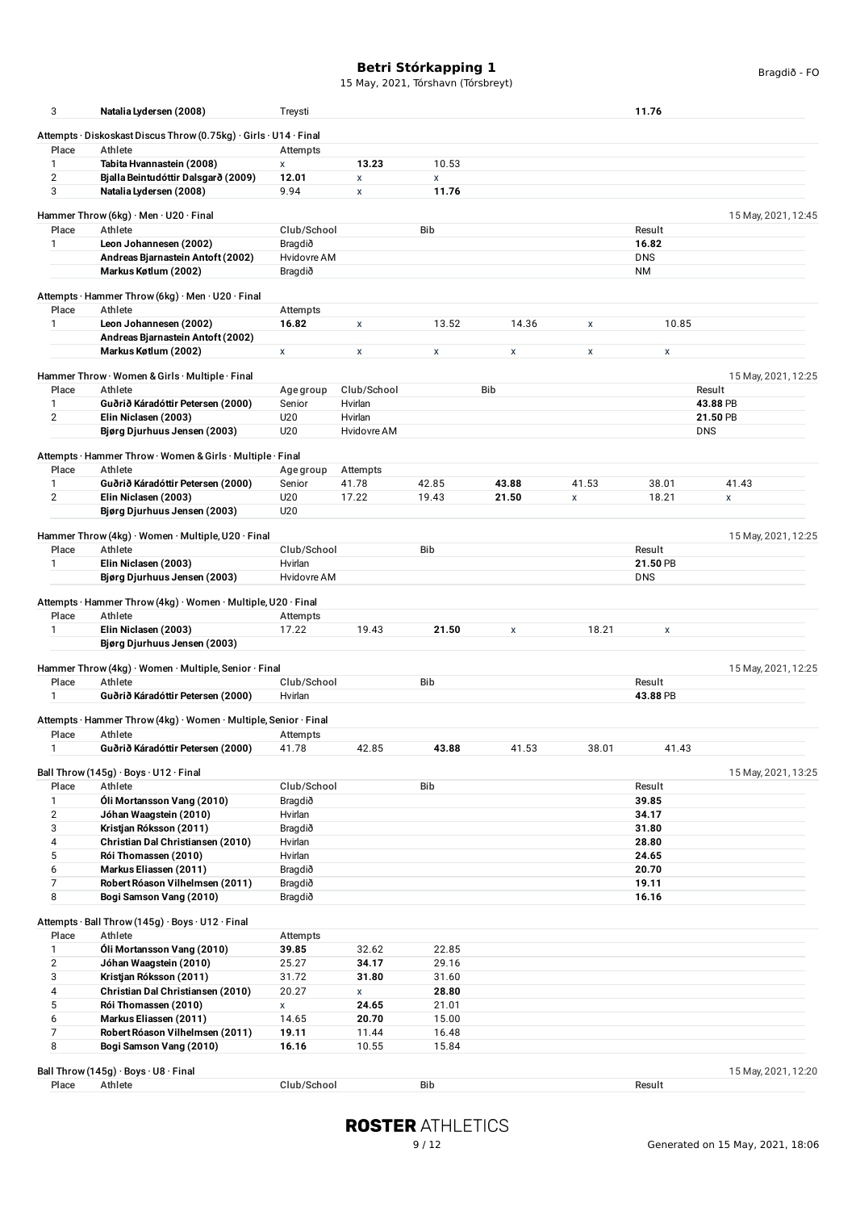| 3 | **Natalia Lydersen (2008)** | Treysti | | | | | **11.76** |
|---|---|---|---|---|---|---|---|

Attempts · Diskoskast Discus Throw (0.75kg) · Girls · U14 · Final

| Place | Athlete | Attempts | | |
|---|---|---|---|---|
| 1 | **Tabita Hvannastein (2008)** | x | **13.23** | 10.53 |
| 2 | **Bjalla Beintudóttir Dalsgarð (2009)** | **12.01** | x | x |
| 3 | **Natalia Lydersen (2008)** | 9.94 | x | **11.76** |

Hammer Throw (6kg) · Men · U20 · Final — 15 May, 2021, 12:45

| Place | Athlete | Club/School | Bib | Result |
|---|---|---|---|---|
| 1 | **Leon Johannesen (2002)** | Bragdið | | **16.82** |
| | **Andreas Bjarnastein Antoft (2002)** | Hvidovre AM | | DNS |
| | **Markus Køtlum (2002)** | Bragdið | | NM |

Attempts · Hammer Throw (6kg) · Men · U20 · Final

| Place | Athlete | Attempts | | | | | |
|---|---|---|---|---|---|---|---|
| 1 | **Leon Johannesen (2002)** | **16.82** | x | 13.52 | 14.36 | x | 10.85 |
| | **Andreas Bjarnastein Antoft (2002)** | | | | | | |
| | **Markus Køtlum (2002)** | x | x | x | x | x | x |

Hammer Throw · Women & Girls · Multiple · Final — 15 May, 2021, 12:25

| Place | Athlete | Age group | Club/School | Bib | Result |
|---|---|---|---|---|---|
| 1 | **Guðrið Káradóttir Petersen (2000)** | Senior | Hvirlan | | **43.88** PB |
| 2 | **Elin Niclasen (2003)** | U20 | Hvirlan | | **21.50** PB |
| | **Bjørg Djurhuus Jensen (2003)** | U20 | Hvidovre AM | | DNS |

Attempts · Hammer Throw · Women & Girls · Multiple · Final

| Place | Athlete | Age group | Attempts | | | | | |
|---|---|---|---|---|---|---|---|---|
| 1 | **Guðrið Káradóttir Petersen (2000)** | Senior | 41.78 | 42.85 | **43.88** | 41.53 | 38.01 | 41.43 |
| 2 | **Elin Niclasen (2003)** | U20 | 17.22 | 19.43 | **21.50** | x | 18.21 | x |
| | **Bjørg Djurhuus Jensen (2003)** | U20 | | | | | | |

Hammer Throw (4kg) · Women · Multiple, U20 · Final — 15 May, 2021, 12:25

| Place | Athlete | Club/School | Bib | Result |
|---|---|---|---|---|
| 1 | **Elin Niclasen (2003)** | Hvirlan | | **21.50** PB |
| | **Bjørg Djurhuus Jensen (2003)** | Hvidovre AM | | DNS |

Attempts · Hammer Throw (4kg) · Women · Multiple, U20 · Final

| Place | Athlete | Attempts | | | | | |
|---|---|---|---|---|---|---|---|
| 1 | **Elin Niclasen (2003)** | 17.22 | 19.43 | **21.50** | x | 18.21 | x |
| | **Bjørg Djurhuus Jensen (2003)** | | | | | | |

Hammer Throw (4kg) · Women · Multiple, Senior · Final — 15 May, 2021, 12:25

| Place | Athlete | Club/School | Bib | Result |
|---|---|---|---|---|
| 1 | **Guðrið Káradóttir Petersen (2000)** | Hvirlan | | **43.88** PB |

Attempts · Hammer Throw (4kg) · Women · Multiple, Senior · Final

| Place | Athlete | Attempts | | | | | |
|---|---|---|---|---|---|---|---|
| 1 | **Guðrið Káradóttir Petersen (2000)** | 41.78 | 42.85 | **43.88** | 41.53 | 38.01 | 41.43 |

Ball Throw (145g) · Boys · U12 · Final — 15 May, 2021, 13:25

| Place | Athlete | Club/School | Bib | Result |
|---|---|---|---|---|
| 1 | **Óli Mortansson Vang (2010)** | Bragdið | | **39.85** |
| 2 | **Jóhan Waagstein (2010)** | Hvirlan | | **34.17** |
| 3 | **Kristjan Róksson (2011)** | Bragdið | | **31.80** |
| 4 | **Christian Dal Christiansen (2010)** | Hvirlan | | **28.80** |
| 5 | **Rói Thomassen (2010)** | Hvirlan | | **24.65** |
| 6 | **Markus Eliassen (2011)** | Bragdið | | **20.70** |
| 7 | **Robert Róason Vilhelmsen (2011)** | Bragdið | | **19.11** |
| 8 | **Bogi Samson Vang (2010)** | Bragdið | | **16.16** |

Attempts · Ball Throw (145g) · Boys · U12 · Final

| Place | Athlete | Attempts | | |
|---|---|---|---|---|
| 1 | **Óli Mortansson Vang (2010)** | **39.85** | 32.62 | 22.85 |
| 2 | **Jóhan Waagstein (2010)** | 25.27 | **34.17** | 29.16 |
| 3 | **Kristjan Róksson (2011)** | 31.72 | **31.80** | 31.60 |
| 4 | **Christian Dal Christiansen (2010)** | 20.27 | x | **28.80** |
| 5 | **Rói Thomassen (2010)** | x | **24.65** | 21.01 |
| 6 | **Markus Eliassen (2011)** | 14.65 | **20.70** | 15.00 |
| 7 | **Robert Róason Vilhelmsen (2011)** | **19.11** | 11.44 | 16.48 |
| 8 | **Bogi Samson Vang (2010)** | **16.16** | 10.55 | 15.84 |

Ball Throw (145g) · Boys · U8 · Final — 15 May, 2021, 12:20

| Place | Athlete | Club/School | Bib | Result |
|---|---|---|---|---|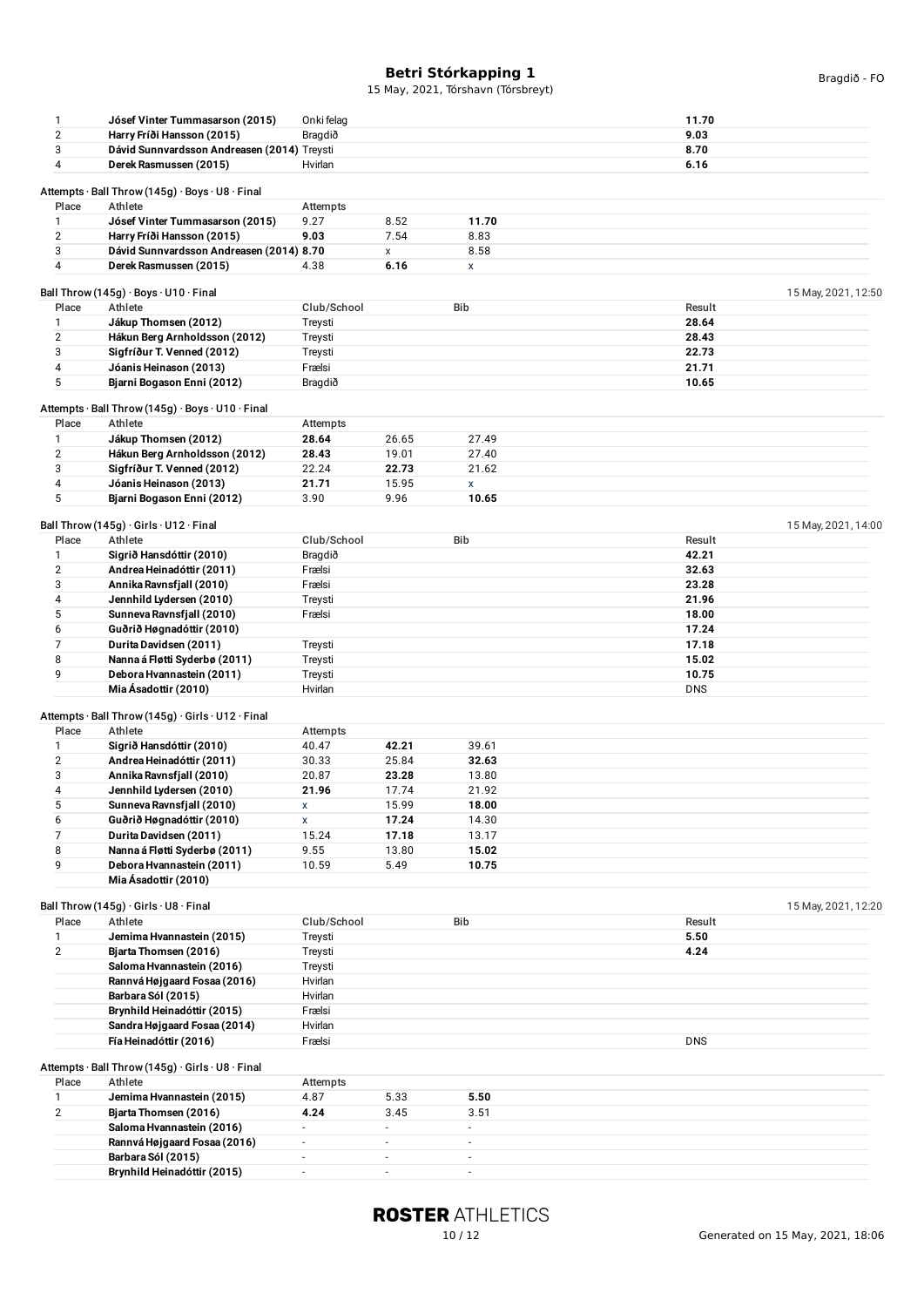# Betri Stórkapping 1

15 May, 2021, Tórshavn (Tórsbreyt)

| Place | Athlete | Club/School | Bib | Result |
|---|---|---|---|---|
| 1 | **Jósef Vinter Tummasarson (2015)** | Onki felag | | **11.70** |
| 2 | **Harry Fríði Hansson (2015)** | Bragdið | | **9.03** |
| 3 | **Dávid Sunnvardsson Andreasen (2014)** | Treysti | | **8.70** |
| 4 | **Derek Rasmussen (2015)** | Hvirlan | | **6.16** |

Attempts · Ball Throw (145g) · Boys · U8 · Final

| Place | Athlete | Attempts | | |
|---|---|---|---|---|
| 1 | **Jósef Vinter Tummasarson (2015)** | 9.27 | 8.52 | **11.70** |
| 2 | **Harry Fríði Hansson (2015)** | **9.03** | 7.54 | 8.83 |
| 3 | **Dávid Sunnvardsson Andreasen (2014)** | **8.70** | x | 8.58 |
| 4 | **Derek Rasmussen (2015)** | 4.38 | **6.16** | x |

Ball Throw (145g) · Boys · U10 · Final — 15 May, 2021, 12:50

| Place | Athlete | Club/School | Bib | Result |
|---|---|---|---|---|
| 1 | **Jákup Thomsen (2012)** | Treysti | | **28.64** |
| 2 | **Hákun Berg Arnholdsson (2012)** | Treysti | | **28.43** |
| 3 | **Sigfríður T. Venned (2012)** | Treysti | | **22.73** |
| 4 | **Jóanis Heinason (2013)** | Frælsi | | **21.71** |
| 5 | **Bjarni Bogason Enni (2012)** | Bragdið | | **10.65** |

Attempts · Ball Throw (145g) · Boys · U10 · Final

| Place | Athlete | Attempts | | |
|---|---|---|---|---|
| 1 | **Jákup Thomsen (2012)** | **28.64** | 26.65 | 27.49 |
| 2 | **Hákun Berg Arnholdsson (2012)** | **28.43** | 19.01 | 27.40 |
| 3 | **Sigfríður T. Venned (2012)** | 22.24 | **22.73** | 21.62 |
| 4 | **Jóanis Heinason (2013)** | **21.71** | 15.95 | x |
| 5 | **Bjarni Bogason Enni (2012)** | 3.90 | 9.96 | **10.65** |

Ball Throw (145g) · Girls · U12 · Final — 15 May, 2021, 14:00

| Place | Athlete | Club/School | Bib | Result |
|---|---|---|---|---|
| 1 | **Sigrið Hansdóttir (2010)** | Bragdið | | **42.21** |
| 2 | **Andrea Heinadóttir (2011)** | Frælsi | | **32.63** |
| 3 | **Annika Ravnsfjall (2010)** | Frælsi | | **23.28** |
| 4 | **Jennhild Lydersen (2010)** | Treysti | | **21.96** |
| 5 | **Sunneva Ravnsfjall (2010)** | Frælsi | | **18.00** |
| 6 | **Guðrið Høgnadóttir (2010)** | | | **17.24** |
| 7 | **Durita Davidsen (2011)** | Treysti | | **17.18** |
| 8 | **Nanna á Fløtti Syderbø (2011)** | Treysti | | **15.02** |
| 9 | **Debora Hvannastein (2011)** | Treysti | | **10.75** |
| | **Mia Ásadottir (2010)** | Hvirlan | | DNS |

Attempts · Ball Throw (145g) · Girls · U12 · Final

| Place | Athlete | Attempts | | |
|---|---|---|---|---|
| 1 | **Sigrið Hansdóttir (2010)** | 40.47 | **42.21** | 39.61 |
| 2 | **Andrea Heinadóttir (2011)** | 30.33 | 25.84 | **32.63** |
| 3 | **Annika Ravnsfjall (2010)** | 20.87 | **23.28** | 13.80 |
| 4 | **Jennhild Lydersen (2010)** | **21.96** | 17.74 | 21.92 |
| 5 | **Sunneva Ravnsfjall (2010)** | x | 15.99 | **18.00** |
| 6 | **Guðrið Høgnadóttir (2010)** | x | **17.24** | 14.30 |
| 7 | **Durita Davidsen (2011)** | 15.24 | **17.18** | 13.17 |
| 8 | **Nanna á Fløtti Syderbø (2011)** | 9.55 | 13.80 | **15.02** |
| 9 | **Debora Hvannastein (2011)** | 10.59 | 5.49 | **10.75** |
| | **Mia Ásadottir (2010)** | | | |

Ball Throw (145g) · Girls · U8 · Final — 15 May, 2021, 12:20

| Place | Athlete | Club/School | Bib | Result |
|---|---|---|---|---|
| 1 | **Jemima Hvannastein (2015)** | Treysti | | **5.50** |
| 2 | **Bjarta Thomsen (2016)** | Treysti | | **4.24** |
| | **Saloma Hvannastein (2016)** | Treysti | | |
| | **Rannvá Højgaard Fosaa (2016)** | Hvirlan | | |
| | **Barbara Sól (2015)** | Hvirlan | | |
| | **Brynhild Heinadóttir (2015)** | Frælsi | | |
| | **Sandra Højgaard Fosaa (2014)** | Hvirlan | | |
| | **Fía Heinadóttir (2016)** | Frælsi | | DNS |

Attempts · Ball Throw (145g) · Girls · U8 · Final

| Place | Athlete | Attempts | | |
|---|---|---|---|---|
| 1 | **Jemima Hvannastein (2015)** | 4.87 | 5.33 | **5.50** |
| 2 | **Bjarta Thomsen (2016)** | **4.24** | 3.45 | 3.51 |
| | **Saloma Hvannastein (2016)** | - | - | - |
| | **Rannvá Højgaard Fosaa (2016)** | - | - | - |
| | **Barbara Sól (2015)** | - | - | - |
| | **Brynhild Heinadóttir (2015)** | - | - | - |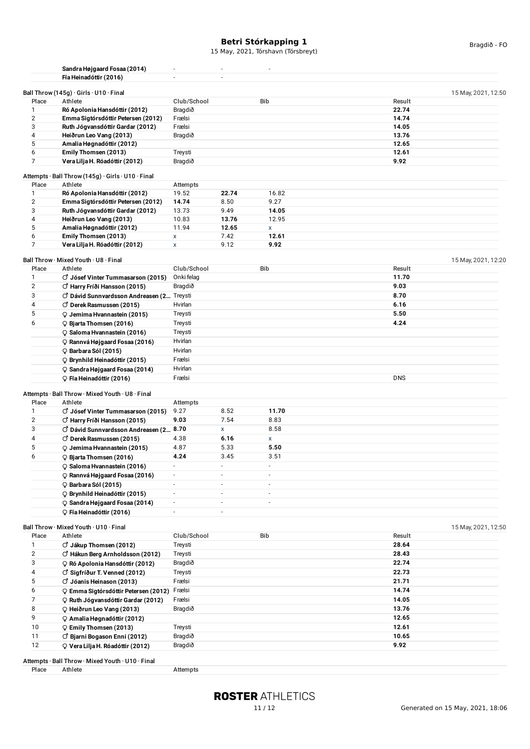| | | | | |
|---|---|---|---|---|
| | Sandra Højgaard Fosaa (2014) | - | - | - |
| | Fía Heinadóttir (2016) | - | - | |

Ball Throw (145g) · Girls · U10 · Final — 15 May, 2021, 12:50

| Place | Athlete | Club/School | Bib | Result |
|---|---|---|---|---|
| 1 | Ró Apolonia Hansdóttir (2012) | Bragdið | | **22.74** |
| 2 | Emma Sigtórsdóttir Petersen (2012) | Frælsi | | **14.74** |
| 3 | Ruth Jógvansdóttir Gardar (2012) | Frælsi | | **14.05** |
| 4 | Heiðrun Leo Vang (2013) | Bragdið | | **13.76** |
| 5 | Amalia Høgnadóttir (2012) | | | **12.65** |
| 6 | Emily Thomsen (2013) | Treysti | | **12.61** |
| 7 | Vera Lilja H. Róadóttir (2012) | Bragdið | | **9.92** |

Attempts · Ball Throw (145g) · Girls · U10 · Final

| Place | Athlete | Attempts | | |
|---|---|---|---|---|
| 1 | Ró Apolonia Hansdóttir (2012) | 19.52 | **22.74** | 16.82 |
| 2 | Emma Sigtórsdóttir Petersen (2012) | **14.74** | 8.50 | 9.27 |
| 3 | Ruth Jógvansdóttir Gardar (2012) | 13.73 | 9.49 | **14.05** |
| 4 | Heiðrun Leo Vang (2013) | 10.83 | **13.76** | 12.95 |
| 5 | Amalia Høgnadóttir (2012) | 11.94 | **12.65** | x |
| 6 | Emily Thomsen (2013) | x | 7.42 | **12.61** |
| 7 | Vera Lilja H. Róadóttir (2012) | x | 9.12 | **9.92** |

Ball Throw · Mixed Youth · U8 · Final — 15 May, 2021, 12:20

| Place | Athlete | Club/School | Bib | Result |
|---|---|---|---|---|
| 1 | ♂ Jósef Vinter Tummasarson (2015) | Onki felag | | **11.70** |
| 2 | ♂ Harry Fríði Hansson (2015) | Bragdið | | **9.03** |
| 3 | ♂ Dávid Sunnvardsson Andreasen (2... | Treysti | | **8.70** |
| 4 | ♂ Derek Rasmussen (2015) | Hvirlan | | **6.16** |
| 5 | ♀ Jemima Hvannastein (2015) | Treysti | | **5.50** |
| 6 | ♀ Bjarta Thomsen (2016) | Treysti | | **4.24** |
| | ♀ Saloma Hvannastein (2016) | Treysti | | |
| | ♀ Rannvá Højgaard Fosaa (2016) | Hvirlan | | |
| | ♀ Barbara Sól (2015) | Hvirlan | | |
| | ♀ Brynhild Heinadóttir (2015) | Frælsi | | |
| | ♀ Sandra Højgaard Fosaa (2014) | Hvirlan | | |
| | ♀ Fía Heinadóttir (2016) | Frælsi | | DNS |

Attempts · Ball Throw · Mixed Youth · U8 · Final

| Place | Athlete | Attempts | | |
|---|---|---|---|---|
| 1 | ♂ Jósef Vinter Tummasarson (2015) | 9.27 | 8.52 | **11.70** |
| 2 | ♂ Harry Fríði Hansson (2015) | **9.03** | 7.54 | 8.83 |
| 3 | ♂ Dávid Sunnvardsson Andreasen (2... | **8.70** | x | 8.58 |
| 4 | ♂ Derek Rasmussen (2015) | 4.38 | **6.16** | x |
| 5 | ♀ Jemima Hvannastein (2015) | 4.87 | 5.33 | **5.50** |
| 6 | ♀ Bjarta Thomsen (2016) | **4.24** | 3.45 | 3.51 |
| | ♀ Saloma Hvannastein (2016) | - | - | - |
| | ♀ Rannvá Højgaard Fosaa (2016) | - | - | - |
| | ♀ Barbara Sól (2015) | - | - | - |
| | ♀ Brynhild Heinadóttir (2015) | - | - | - |
| | ♀ Sandra Højgaard Fosaa (2014) | - | - | - |
| | ♀ Fía Heinadóttir (2016) | - | - | |

Ball Throw · Mixed Youth · U10 · Final — 15 May, 2021, 12:50

| Place | Athlete | Club/School | Bib | Result |
|---|---|---|---|---|
| 1 | ♂ Jákup Thomsen (2012) | Treysti | | **28.64** |
| 2 | ♂ Hákun Berg Arnholdsson (2012) | Treysti | | **28.43** |
| 3 | ♀ Ró Apolonia Hansdóttir (2012) | Bragdið | | **22.74** |
| 4 | ♂ Sigfríður T. Venned (2012) | Treysti | | **22.73** |
| 5 | ♂ Jóanis Heinason (2013) | Frælsi | | **21.71** |
| 6 | ♀ Emma Sigtórsdóttir Petersen (2012) | Frælsi | | **14.74** |
| 7 | ♀ Ruth Jógvansdóttir Gardar (2012) | Frælsi | | **14.05** |
| 8 | ♀ Heiðrun Leo Vang (2013) | Bragdið | | **13.76** |
| 9 | ♀ Amalia Høgnadóttir (2012) | | | **12.65** |
| 10 | ♀ Emily Thomsen (2013) | Treysti | | **12.61** |
| 11 | ♂ Bjarni Bogason Enni (2012) | Bragdið | | **10.65** |
| 12 | ♀ Vera Lilja H. Róadóttir (2012) | Bragdið | | **9.92** |

Attempts · Ball Throw · Mixed Youth · U10 · Final

| Place | Athlete | Attempts |
|---|---|---|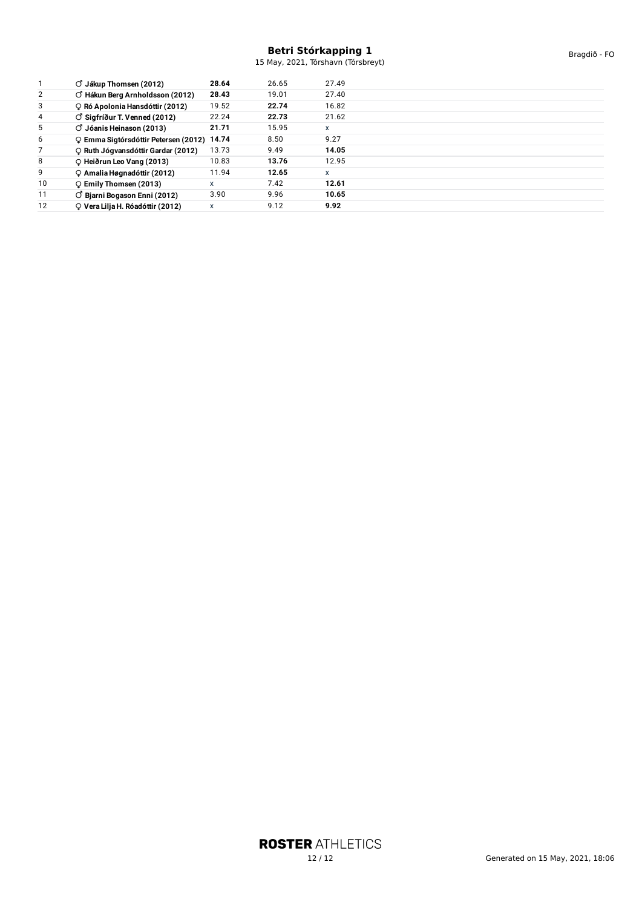# Betri Stórkapping 1

15 May, 2021, Tórshavn (Tórsbreyt)

Bragdið - FO

| | | | | |
|---|---|---|---|---|
| 1 | ♂ **Jákup Thomsen (2012)** | **28.64** | 26.65 | 27.49 |
| 2 | ♂ **Hákun Berg Arnholdsson (2012)** | **28.43** | 19.01 | 27.40 |
| 3 | ♀ **Ró Apolonia Hansdóttir (2012)** | 19.52 | **22.74** | 16.82 |
| 4 | ♂ **Sigfríður T. Venned (2012)** | 22.24 | **22.73** | 21.62 |
| 5 | ♂ **Jóanis Heinason (2013)** | **21.71** | 15.95 | x |
| 6 | ♀ **Emma Sigtórsdóttir Petersen (2012)** | **14.74** | 8.50 | 9.27 |
| 7 | ♀ **Ruth Jógvansdóttir Gardar (2012)** | 13.73 | 9.49 | **14.05** |
| 8 | ♀ **Heiðrun Leo Vang (2013)** | 10.83 | **13.76** | 12.95 |
| 9 | ♀ **Amalia Høgnadóttir (2012)** | 11.94 | **12.65** | x |
| 10 | ♀ **Emily Thomsen (2013)** | x | 7.42 | **12.61** |
| 11 | ♂ **Bjarni Bogason Enni (2012)** | 3.90 | 9.96 | **10.65** |
| 12 | ♀ **Vera Lilja H. Róadóttir (2012)** | x | 9.12 | **9.92** |

**ROSTER** ATHLETICS

Generated on 15 May, 2021, 18:06